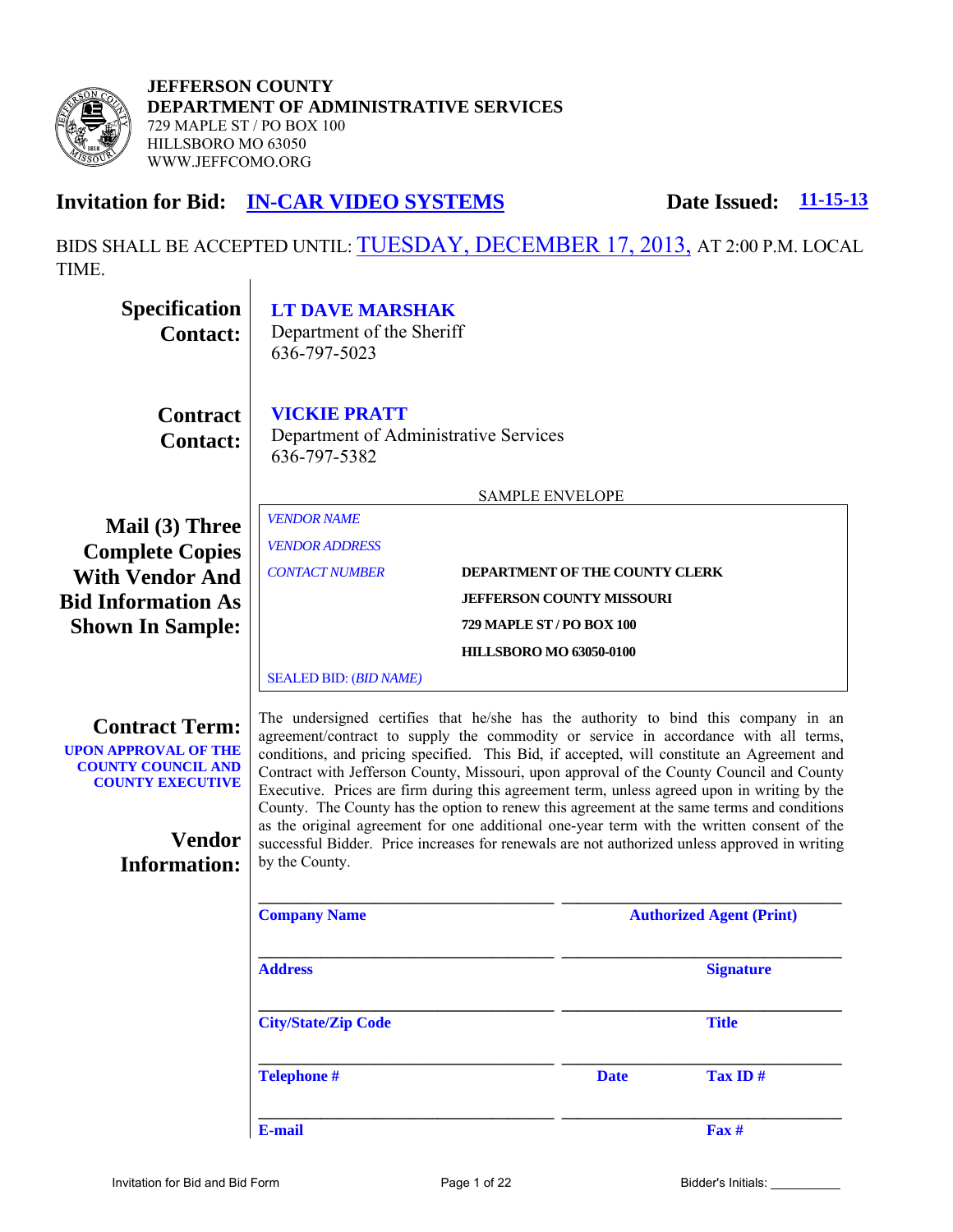**JEFFERSON COUNTY**
**DEPARTMENT OF ADMINISTRATIVE SERVICES**
729 MAPLE ST / PO BOX 100
HILLSBORO MO 63050
WWW.JEFFCOMO.ORG

## Invitation for Bid: IN-CAR VIDEO SYSTEMS

**Date Issued: 11-15-13**

BIDS SHALL BE ACCEPTED UNTIL: TUESDAY, DECEMBER 17, 2013, AT 2:00 P.M. LOCAL TIME.

**Specification Contact:**

**LT DAVE MARSHAK**
Department of the Sheriff
636-797-5023

**Contract Contact:**

**VICKIE PRATT**
Department of Administrative Services
636-797-5382

**Mail (3) Three Complete Copies With Vendor And Bid Information As Shown In Sample:**

SAMPLE ENVELOPE

*VENDOR NAME*
*VENDOR ADDRESS*
*CONTACT NUMBER*

**DEPARTMENT OF THE COUNTY CLERK**
**JEFFERSON COUNTY MISSOURI**
**729 MAPLE ST / PO BOX 100**
**HILLSBORO MO 63050-0100**

SEALED BID: *(BID NAME)*

**Contract Term:** **UPON APPROVAL OF THE COUNTY COUNCIL AND COUNTY EXECUTIVE**

The undersigned certifies that he/she has the authority to bind this company in an agreement/contract to supply the commodity or service in accordance with all terms, conditions, and pricing specified. This Bid, if accepted, will constitute an Agreement and Contract with Jefferson County, Missouri, upon approval of the County Council and County Executive. Prices are firm during this agreement term, unless agreed upon in writing by the County. The County has the option to renew this agreement at the same terms and conditions as the original agreement for one additional one-year term with the written consent of the successful Bidder. Price increases for renewals are not authorized unless approved in writing by the County.

**Vendor Information:**

| | |
|---|---|
| ______________________ | ______________________ |
| **Company Name** | **Authorized Agent (Print)** |
| ______________________ | ______________________ |
| **Address** | **Signature** |
| ______________________ | ______________________ |
| **City/State/Zip Code** | **Title** |
| ______________________ | ______________________ |
| **Telephone #** | **Date** / **Tax ID #** |
| ______________________ | ______________________ |
| **E-mail** | **Fax #** |

Bidder's Initials: __________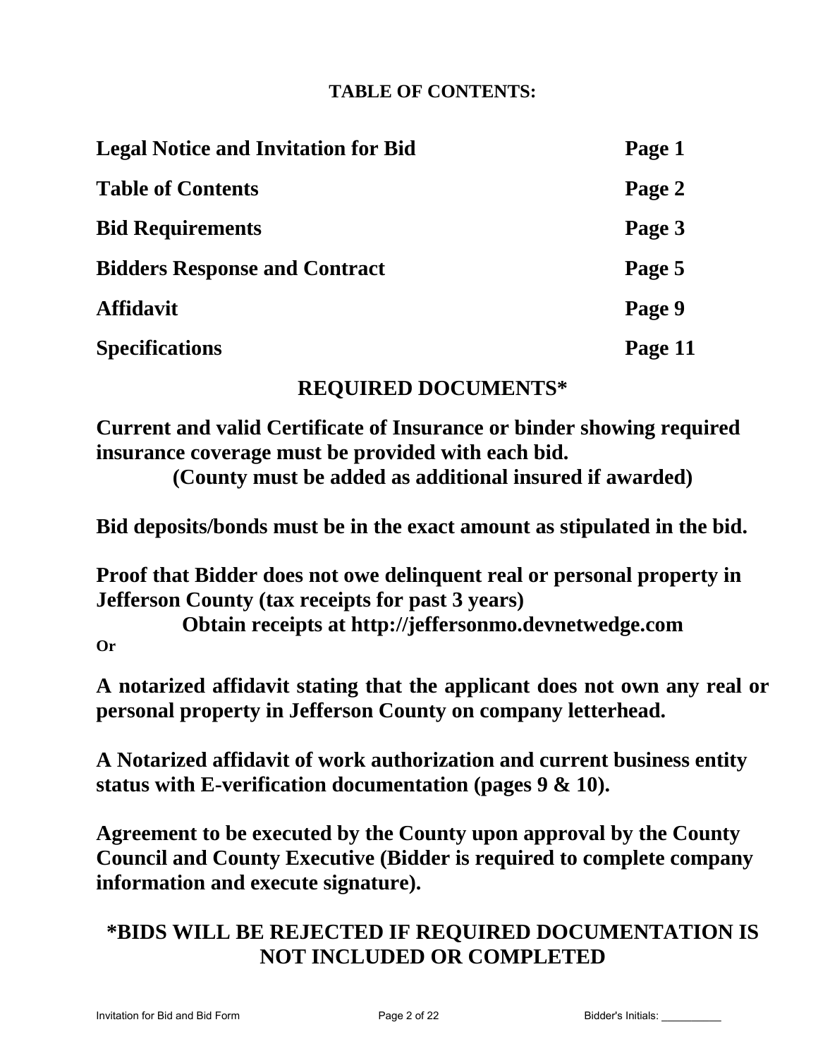## TABLE OF CONTENTS:

| | |
|---|---|
| **Legal Notice and Invitation for Bid** | **Page 1** |
| **Table of Contents** | **Page 2** |
| **Bid Requirements** | **Page 3** |
| **Bidders Response and Contract** | **Page 5** |
| **Affidavit** | **Page 9** |
| **Specifications** | **Page 11** |

## REQUIRED DOCUMENTS*

**Current and valid Certificate of Insurance or binder showing required insurance coverage must be provided with each bid.**
**(County must be added as additional insured if awarded)**

**Bid deposits/bonds must be in the exact amount as stipulated in the bid.**

**Proof that Bidder does not owe delinquent real or personal property in Jefferson County (tax receipts for past 3 years)**
**Obtain receipts at http://jeffersonmo.devnetwedge.com**

**Or**

**A notarized affidavit stating that the applicant does not own any real or personal property in Jefferson County on company letterhead.**

**A Notarized affidavit of work authorization and current business entity status with E-verification documentation (pages 9 & 10).**

**Agreement to be executed by the County upon approval by the County Council and County Executive (Bidder is required to complete company information and execute signature).**

## *BIDS WILL BE REJECTED IF REQUIRED DOCUMENTATION IS NOT INCLUDED OR COMPLETED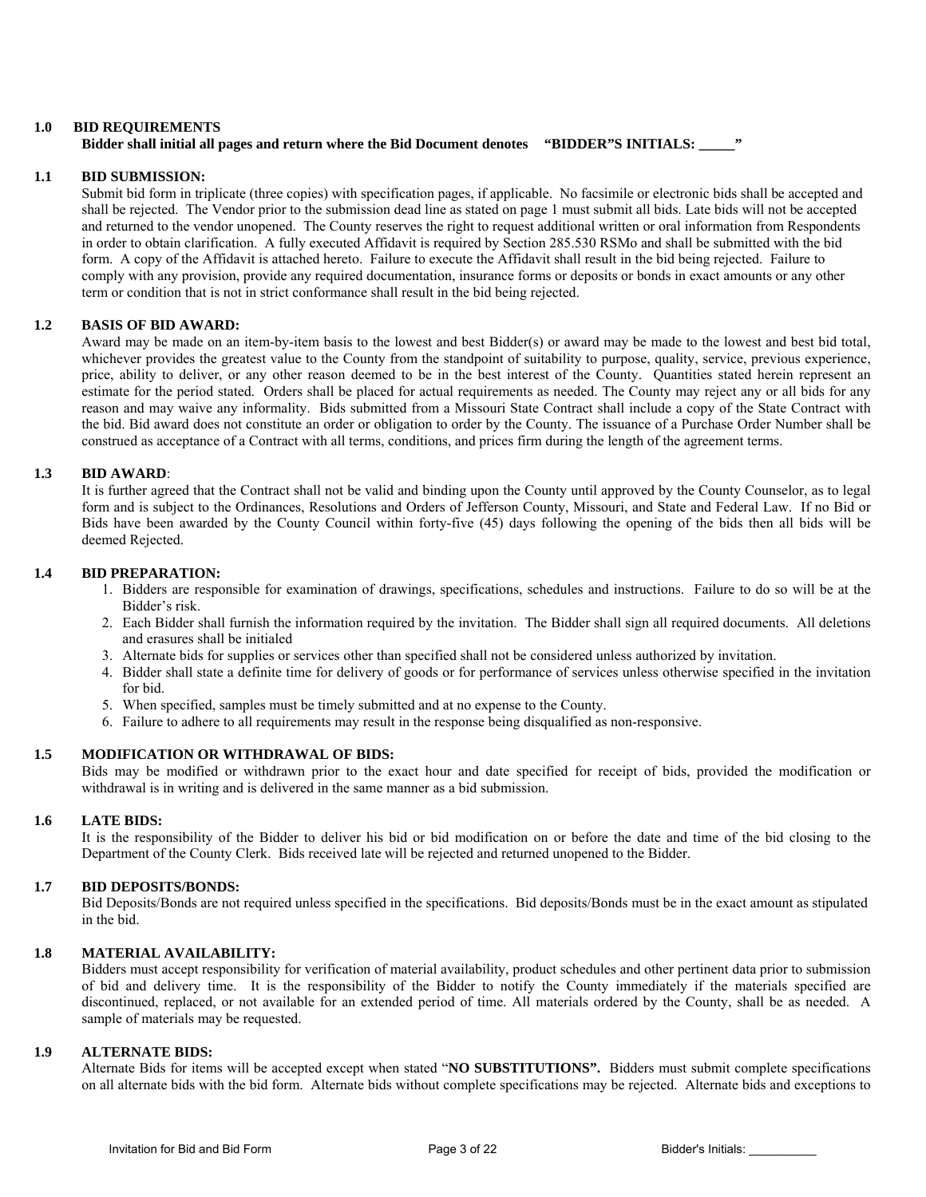## 1.0 BID REQUIREMENTS

**Bidder shall initial all pages and return where the Bid Document denotes "BIDDER"S INITIALS: _____"**

### 1.1 BID SUBMISSION:

Submit bid form in triplicate (three copies) with specification pages, if applicable. No facsimile or electronic bids shall be accepted and shall be rejected. The Vendor prior to the submission dead line as stated on page 1 must submit all bids. Late bids will not be accepted and returned to the vendor unopened. The County reserves the right to request additional written or oral information from Respondents in order to obtain clarification. A fully executed Affidavit is required by Section 285.530 RSMo and shall be submitted with the bid form. A copy of the Affidavit is attached hereto. Failure to execute the Affidavit shall result in the bid being rejected. Failure to comply with any provision, provide any required documentation, insurance forms or deposits or bonds in exact amounts or any other term or condition that is not in strict conformance shall result in the bid being rejected.

### 1.2 BASIS OF BID AWARD:

Award may be made on an item-by-item basis to the lowest and best Bidder(s) or award may be made to the lowest and best bid total, whichever provides the greatest value to the County from the standpoint of suitability to purpose, quality, service, previous experience, price, ability to deliver, or any other reason deemed to be in the best interest of the County. Quantities stated herein represent an estimate for the period stated. Orders shall be placed for actual requirements as needed. The County may reject any or all bids for any reason and may waive any informality. Bids submitted from a Missouri State Contract shall include a copy of the State Contract with the bid. Bid award does not constitute an order or obligation to order by the County. The issuance of a Purchase Order Number shall be construed as acceptance of a Contract with all terms, conditions, and prices firm during the length of the agreement terms.

### 1.3 BID AWARD:

It is further agreed that the Contract shall not be valid and binding upon the County until approved by the County Counselor, as to legal form and is subject to the Ordinances, Resolutions and Orders of Jefferson County, Missouri, and State and Federal Law. If no Bid or Bids have been awarded by the County Council within forty-five (45) days following the opening of the bids then all bids will be deemed Rejected.

### 1.4 BID PREPARATION:

1. Bidders are responsible for examination of drawings, specifications, schedules and instructions. Failure to do so will be at the Bidder's risk.
2. Each Bidder shall furnish the information required by the invitation. The Bidder shall sign all required documents. All deletions and erasures shall be initialed
3. Alternate bids for supplies or services other than specified shall not be considered unless authorized by invitation.
4. Bidder shall state a definite time for delivery of goods or for performance of services unless otherwise specified in the invitation for bid.
5. When specified, samples must be timely submitted and at no expense to the County.
6. Failure to adhere to all requirements may result in the response being disqualified as non-responsive.

### 1.5 MODIFICATION OR WITHDRAWAL OF BIDS:

Bids may be modified or withdrawn prior to the exact hour and date specified for receipt of bids, provided the modification or withdrawal is in writing and is delivered in the same manner as a bid submission.

### 1.6 LATE BIDS:

It is the responsibility of the Bidder to deliver his bid or bid modification on or before the date and time of the bid closing to the Department of the County Clerk. Bids received late will be rejected and returned unopened to the Bidder.

### 1.7 BID DEPOSITS/BONDS:

Bid Deposits/Bonds are not required unless specified in the specifications. Bid deposits/Bonds must be in the exact amount as stipulated in the bid.

### 1.8 MATERIAL AVAILABILITY:

Bidders must accept responsibility for verification of material availability, product schedules and other pertinent data prior to submission of bid and delivery time. It is the responsibility of the Bidder to notify the County immediately if the materials specified are discontinued, replaced, or not available for an extended period of time. All materials ordered by the County, shall be as needed. A sample of materials may be requested.

### 1.9 ALTERNATE BIDS:

Alternate Bids for items will be accepted except when stated "**NO SUBSTITUTIONS".** Bidders must submit complete specifications on all alternate bids with the bid form. Alternate bids without complete specifications may be rejected. Alternate bids and exceptions to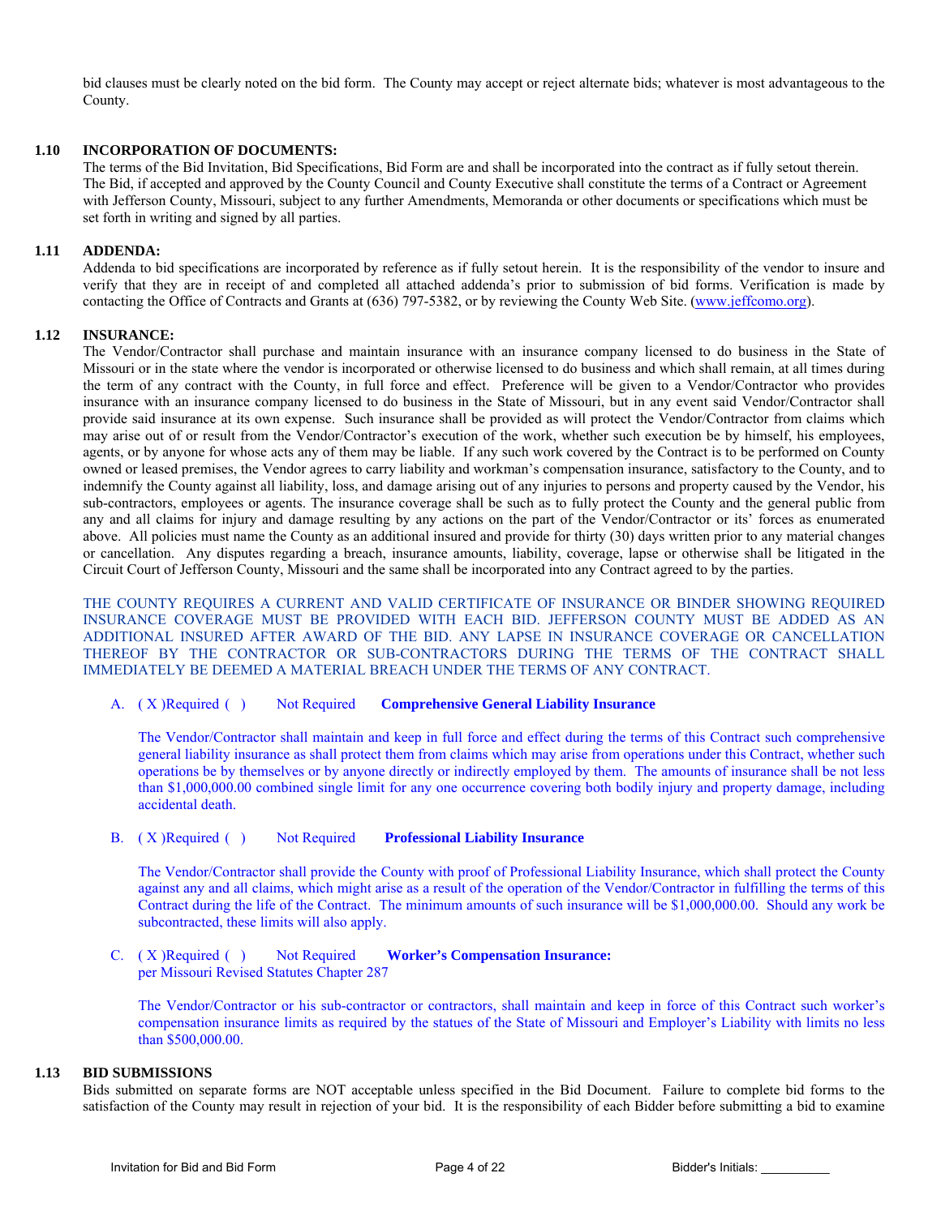bid clauses must be clearly noted on the bid form. The County may accept or reject alternate bids; whatever is most advantageous to the County.

**1.10 INCORPORATION OF DOCUMENTS:**
The terms of the Bid Invitation, Bid Specifications, Bid Form are and shall be incorporated into the contract as if fully setout therein. The Bid, if accepted and approved by the County Council and County Executive shall constitute the terms of a Contract or Agreement with Jefferson County, Missouri, subject to any further Amendments, Memoranda or other documents or specifications which must be set forth in writing and signed by all parties.

**1.11 ADDENDA:**
Addenda to bid specifications are incorporated by reference as if fully setout herein. It is the responsibility of the vendor to insure and verify that they are in receipt of and completed all attached addenda's prior to submission of bid forms. Verification is made by contacting the Office of Contracts and Grants at (636) 797-5382, or by reviewing the County Web Site. (www.jeffcomo.org).

**1.12 INSURANCE:**
The Vendor/Contractor shall purchase and maintain insurance with an insurance company licensed to do business in the State of Missouri or in the state where the vendor is incorporated or otherwise licensed to do business and which shall remain, at all times during the term of any contract with the County, in full force and effect. Preference will be given to a Vendor/Contractor who provides insurance with an insurance company licensed to do business in the State of Missouri, but in any event said Vendor/Contractor shall provide said insurance at its own expense. Such insurance shall be provided as will protect the Vendor/Contractor from claims which may arise out of or result from the Vendor/Contractor's execution of the work, whether such execution be by himself, his employees, agents, or by anyone for whose acts any of them may be liable. If any such work covered by the Contract is to be performed on County owned or leased premises, the Vendor agrees to carry liability and workman's compensation insurance, satisfactory to the County, and to indemnify the County against all liability, loss, and damage arising out of any injuries to persons and property caused by the Vendor, his sub-contractors, employees or agents. The insurance coverage shall be such as to fully protect the County and the general public from any and all claims for injury and damage resulting by any actions on the part of the Vendor/Contractor or its' forces as enumerated above. All policies must name the County as an additional insured and provide for thirty (30) days written prior to any material changes or cancellation. Any disputes regarding a breach, insurance amounts, liability, coverage, lapse or otherwise shall be litigated in the Circuit Court of Jefferson County, Missouri and the same shall be incorporated into any Contract agreed to by the parties.

THE COUNTY REQUIRES A CURRENT AND VALID CERTIFICATE OF INSURANCE OR BINDER SHOWING REQUIRED INSURANCE COVERAGE MUST BE PROVIDED WITH EACH BID. JEFFERSON COUNTY MUST BE ADDED AS AN ADDITIONAL INSURED AFTER AWARD OF THE BID. ANY LAPSE IN INSURANCE COVERAGE OR CANCELLATION THEREOF BY THE CONTRACTOR OR SUB-CONTRACTORS DURING THE TERMS OF THE CONTRACT SHALL IMMEDIATELY BE DEEMED A MATERIAL BREACH UNDER THE TERMS OF ANY CONTRACT.

A. ( X )Required ( ) Not Required **Comprehensive General Liability Insurance**

The Vendor/Contractor shall maintain and keep in full force and effect during the terms of this Contract such comprehensive general liability insurance as shall protect them from claims which may arise from operations under this Contract, whether such operations be by themselves or by anyone directly or indirectly employed by them. The amounts of insurance shall be not less than $1,000,000.00 combined single limit for any one occurrence covering both bodily injury and property damage, including accidental death.

B. ( X )Required ( ) Not Required **Professional Liability Insurance**

The Vendor/Contractor shall provide the County with proof of Professional Liability Insurance, which shall protect the County against any and all claims, which might arise as a result of the operation of the Vendor/Contractor in fulfilling the terms of this Contract during the life of the Contract. The minimum amounts of such insurance will be $1,000,000.00. Should any work be subcontracted, these limits will also apply.

C. ( X )Required ( ) Not Required **Worker's Compensation Insurance:**
per Missouri Revised Statutes Chapter 287

The Vendor/Contractor or his sub-contractor or contractors, shall maintain and keep in force of this Contract such worker's compensation insurance limits as required by the statues of the State of Missouri and Employer's Liability with limits no less than $500,000.00.

**1.13 BID SUBMISSIONS**
Bids submitted on separate forms are NOT acceptable unless specified in the Bid Document. Failure to complete bid forms to the satisfaction of the County may result in rejection of your bid. It is the responsibility of each Bidder before submitting a bid to examine

Bidder's Initials: __________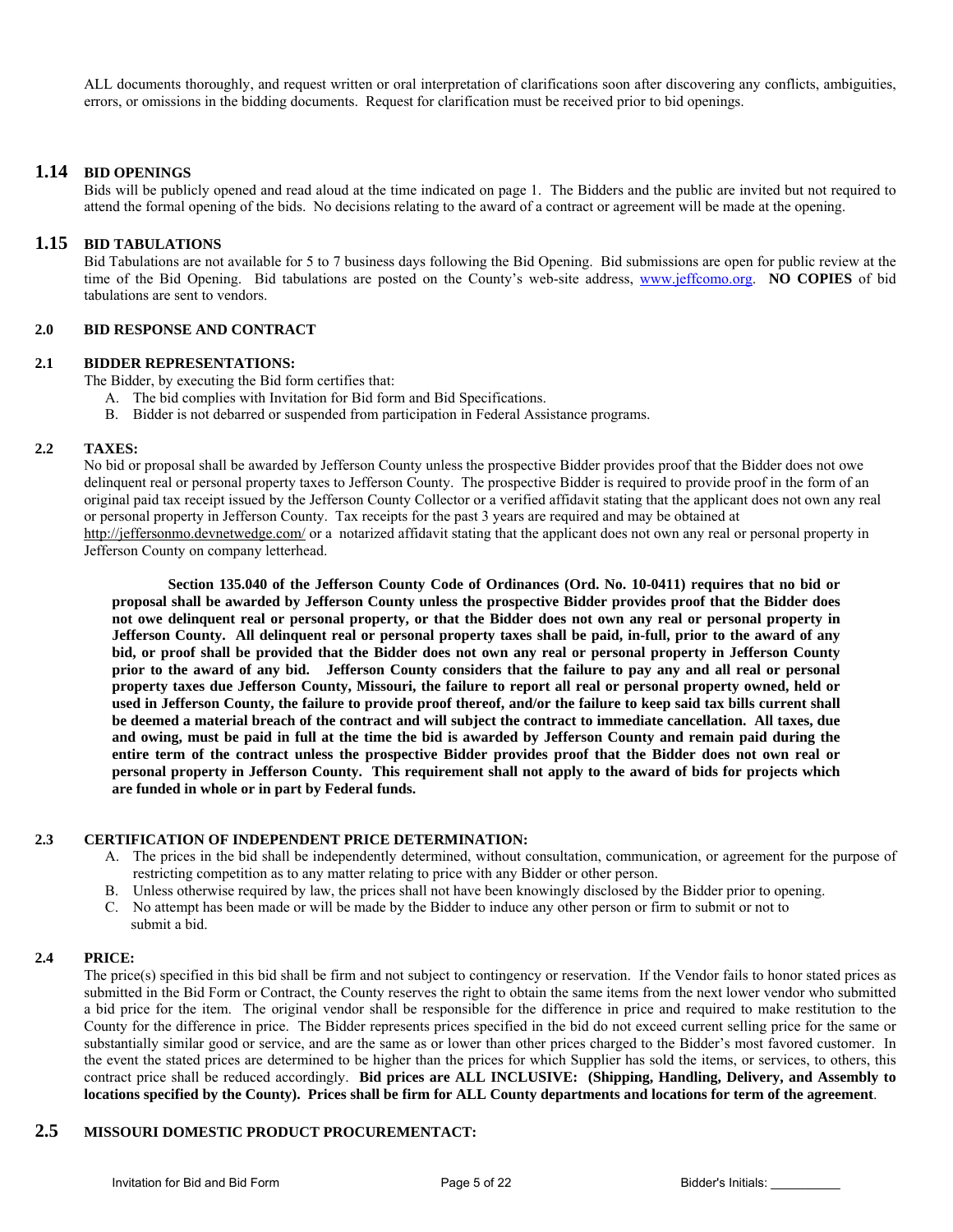ALL documents thoroughly, and request written or oral interpretation of clarifications soon after discovering any conflicts, ambiguities, errors, or omissions in the bidding documents. Request for clarification must be received prior to bid openings.

## 1.14 BID OPENINGS

Bids will be publicly opened and read aloud at the time indicated on page 1. The Bidders and the public are invited but not required to attend the formal opening of the bids. No decisions relating to the award of a contract or agreement will be made at the opening.

## 1.15 BID TABULATIONS

Bid Tabulations are not available for 5 to 7 business days following the Bid Opening. Bid submissions are open for public review at the time of the Bid Opening. Bid tabulations are posted on the County's web-site address, www.jeffcomo.org. **NO COPIES** of bid tabulations are sent to vendors.

## 2.0 BID RESPONSE AND CONTRACT

### 2.1 BIDDER REPRESENTATIONS:

The Bidder, by executing the Bid form certifies that:

A. The bid complies with Invitation for Bid form and Bid Specifications.
B. Bidder is not debarred or suspended from participation in Federal Assistance programs.

### 2.2 TAXES:

No bid or proposal shall be awarded by Jefferson County unless the prospective Bidder provides proof that the Bidder does not owe delinquent real or personal property taxes to Jefferson County. The prospective Bidder is required to provide proof in the form of an original paid tax receipt issued by the Jefferson County Collector or a verified affidavit stating that the applicant does not own any real or personal property in Jefferson County. Tax receipts for the past 3 years are required and may be obtained at http://jeffersonmo.devnetwedge.com/ or a notarized affidavit stating that the applicant does not own any real or personal property in Jefferson County on company letterhead.

**Section 135.040 of the Jefferson County Code of Ordinances (Ord. No. 10-0411) requires that no bid or proposal shall be awarded by Jefferson County unless the prospective Bidder provides proof that the Bidder does not owe delinquent real or personal property, or that the Bidder does not own any real or personal property in Jefferson County. All delinquent real or personal property taxes shall be paid, in-full, prior to the award of any bid, or proof shall be provided that the Bidder does not own any real or personal property in Jefferson County prior to the award of any bid. Jefferson County considers that the failure to pay any and all real or personal property taxes due Jefferson County, Missouri, the failure to report all real or personal property owned, held or used in Jefferson County, the failure to provide proof thereof, and/or the failure to keep said tax bills current shall be deemed a material breach of the contract and will subject the contract to immediate cancellation. All taxes, due and owing, must be paid in full at the time the bid is awarded by Jefferson County and remain paid during the entire term of the contract unless the prospective Bidder provides proof that the Bidder does not own real or personal property in Jefferson County. This requirement shall not apply to the award of bids for projects which are funded in whole or in part by Federal funds.**

### 2.3 CERTIFICATION OF INDEPENDENT PRICE DETERMINATION:

A. The prices in the bid shall be independently determined, without consultation, communication, or agreement for the purpose of restricting competition as to any matter relating to price with any Bidder or other person.
B. Unless otherwise required by law, the prices shall not have been knowingly disclosed by the Bidder prior to opening.
C. No attempt has been made or will be made by the Bidder to induce any other person or firm to submit or not to submit a bid.

### 2.4 PRICE:

The price(s) specified in this bid shall be firm and not subject to contingency or reservation. If the Vendor fails to honor stated prices as submitted in the Bid Form or Contract, the County reserves the right to obtain the same items from the next lower vendor who submitted a bid price for the item. The original vendor shall be responsible for the difference in price and required to make restitution to the County for the difference in price. The Bidder represents prices specified in the bid do not exceed current selling price for the same or substantially similar good or service, and are the same as or lower than other prices charged to the Bidder's most favored customer. In the event the stated prices are determined to be higher than the prices for which Supplier has sold the items, or services, to others, this contract price shall be reduced accordingly. **Bid prices are ALL INCLUSIVE: (Shipping, Handling, Delivery, and Assembly to locations specified by the County). Prices shall be firm for ALL County departments and locations for term of the agreement**.

## 2.5 MISSOURI DOMESTIC PRODUCT PROCUREMENTACT: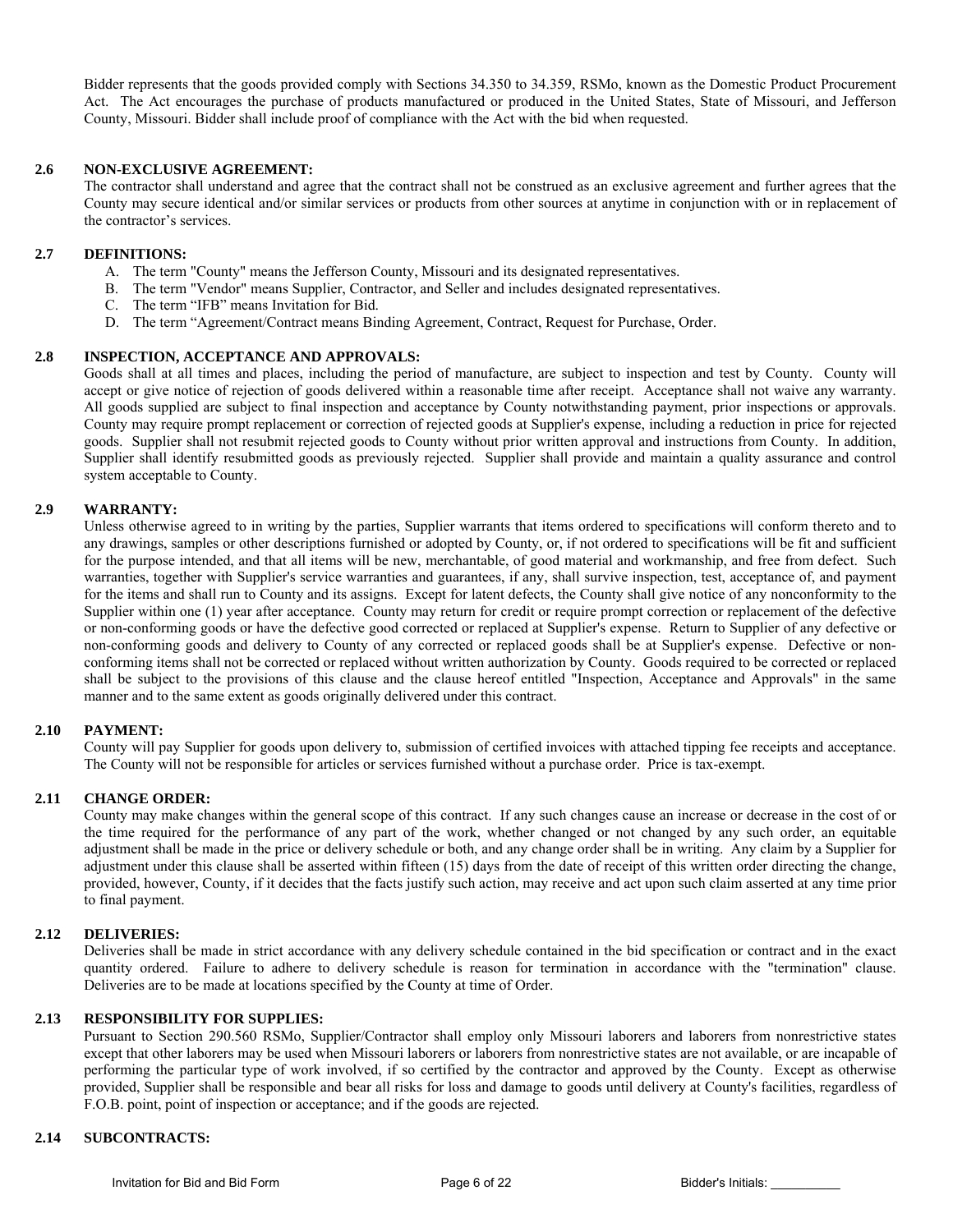Bidder represents that the goods provided comply with Sections 34.350 to 34.359, RSMo, known as the Domestic Product Procurement Act. The Act encourages the purchase of products manufactured or produced in the United States, State of Missouri, and Jefferson County, Missouri. Bidder shall include proof of compliance with the Act with the bid when requested.

**2.6 NON-EXCLUSIVE AGREEMENT:**

The contractor shall understand and agree that the contract shall not be construed as an exclusive agreement and further agrees that the County may secure identical and/or similar services or products from other sources at anytime in conjunction with or in replacement of the contractor's services.

**2.7 DEFINITIONS:**

A. The term "County" means the Jefferson County, Missouri and its designated representatives.
B. The term "Vendor" means Supplier, Contractor, and Seller and includes designated representatives.
C. The term "IFB" means Invitation for Bid.
D. The term "Agreement/Contract means Binding Agreement, Contract, Request for Purchase, Order.

**2.8 INSPECTION, ACCEPTANCE AND APPROVALS:**

Goods shall at all times and places, including the period of manufacture, are subject to inspection and test by County. County will accept or give notice of rejection of goods delivered within a reasonable time after receipt. Acceptance shall not waive any warranty. All goods supplied are subject to final inspection and acceptance by County notwithstanding payment, prior inspections or approvals. County may require prompt replacement or correction of rejected goods at Supplier's expense, including a reduction in price for rejected goods. Supplier shall not resubmit rejected goods to County without prior written approval and instructions from County. In addition, Supplier shall identify resubmitted goods as previously rejected. Supplier shall provide and maintain a quality assurance and control system acceptable to County.

**2.9 WARRANTY:**

Unless otherwise agreed to in writing by the parties, Supplier warrants that items ordered to specifications will conform thereto and to any drawings, samples or other descriptions furnished or adopted by County, or, if not ordered to specifications will be fit and sufficient for the purpose intended, and that all items will be new, merchantable, of good material and workmanship, and free from defect. Such warranties, together with Supplier's service warranties and guarantees, if any, shall survive inspection, test, acceptance of, and payment for the items and shall run to County and its assigns. Except for latent defects, the County shall give notice of any nonconformity to the Supplier within one (1) year after acceptance. County may return for credit or require prompt correction or replacement of the defective or non-conforming goods or have the defective good corrected or replaced at Supplier's expense. Return to Supplier of any defective or non-conforming goods and delivery to County of any corrected or replaced goods shall be at Supplier's expense. Defective or non-conforming items shall not be corrected or replaced without written authorization by County. Goods required to be corrected or replaced shall be subject to the provisions of this clause and the clause hereof entitled "Inspection, Acceptance and Approvals" in the same manner and to the same extent as goods originally delivered under this contract.

**2.10 PAYMENT:**

County will pay Supplier for goods upon delivery to, submission of certified invoices with attached tipping fee receipts and acceptance. The County will not be responsible for articles or services furnished without a purchase order. Price is tax-exempt.

**2.11 CHANGE ORDER:**

County may make changes within the general scope of this contract. If any such changes cause an increase or decrease in the cost of or the time required for the performance of any part of the work, whether changed or not changed by any such order, an equitable adjustment shall be made in the price or delivery schedule or both, and any change order shall be in writing. Any claim by a Supplier for adjustment under this clause shall be asserted within fifteen (15) days from the date of receipt of this written order directing the change, provided, however, County, if it decides that the facts justify such action, may receive and act upon such claim asserted at any time prior to final payment.

**2.12 DELIVERIES:**

Deliveries shall be made in strict accordance with any delivery schedule contained in the bid specification or contract and in the exact quantity ordered. Failure to adhere to delivery schedule is reason for termination in accordance with the "termination" clause. Deliveries are to be made at locations specified by the County at time of Order.

**2.13 RESPONSIBILITY FOR SUPPLIES:**

Pursuant to Section 290.560 RSMo, Supplier/Contractor shall employ only Missouri laborers and laborers from nonrestrictive states except that other laborers may be used when Missouri laborers or laborers from nonrestrictive states are not available, or are incapable of performing the particular type of work involved, if so certified by the contractor and approved by the County. Except as otherwise provided, Supplier shall be responsible and bear all risks for loss and damage to goods until delivery at County's facilities, regardless of F.O.B. point, point of inspection or acceptance; and if the goods are rejected.

**2.14 SUBCONTRACTS:**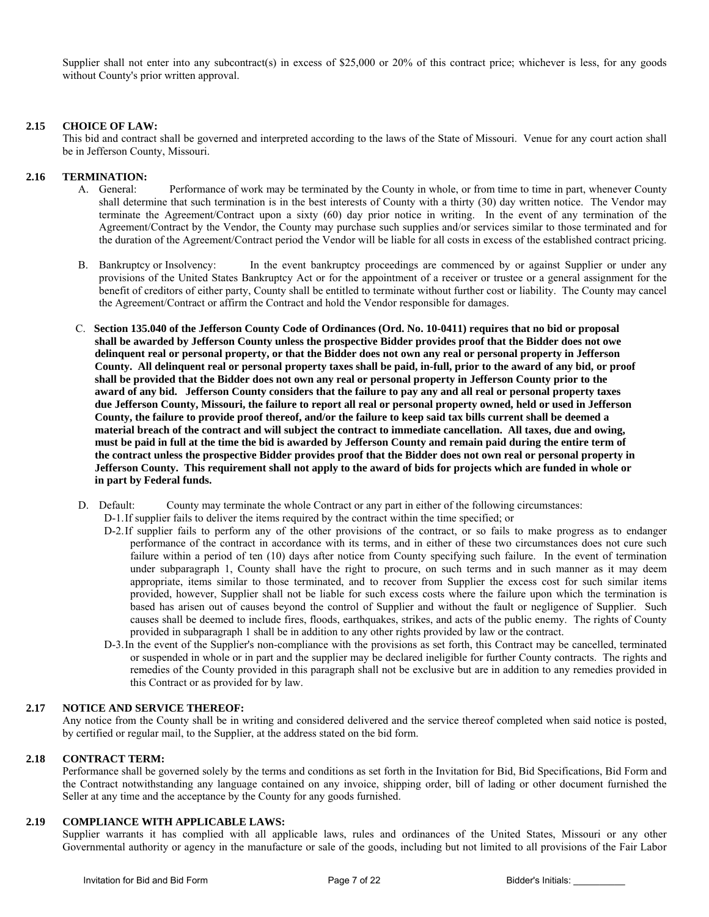Supplier shall not enter into any subcontract(s) in excess of $25,000 or 20% of this contract price; whichever is less, for any goods without County's prior written approval.

### 2.15 CHOICE OF LAW:

This bid and contract shall be governed and interpreted according to the laws of the State of Missouri. Venue for any court action shall be in Jefferson County, Missouri.

### 2.16 TERMINATION:

A. General: Performance of work may be terminated by the County in whole, or from time to time in part, whenever County shall determine that such termination is in the best interests of County with a thirty (30) day written notice. The Vendor may terminate the Agreement/Contract upon a sixty (60) day prior notice in writing. In the event of any termination of the Agreement/Contract by the Vendor, the County may purchase such supplies and/or services similar to those terminated and for the duration of the Agreement/Contract period the Vendor will be liable for all costs in excess of the established contract pricing.

B. Bankruptcy or Insolvency: In the event bankruptcy proceedings are commenced by or against Supplier or under any provisions of the United States Bankruptcy Act or for the appointment of a receiver or trustee or a general assignment for the benefit of creditors of either party, County shall be entitled to terminate without further cost or liability. The County may cancel the Agreement/Contract or affirm the Contract and hold the Vendor responsible for damages.

C. **Section 135.040 of the Jefferson County Code of Ordinances (Ord. No. 10-0411) requires that no bid or proposal shall be awarded by Jefferson County unless the prospective Bidder provides proof that the Bidder does not owe delinquent real or personal property, or that the Bidder does not own any real or personal property in Jefferson County. All delinquent real or personal property taxes shall be paid, in-full, prior to the award of any bid, or proof shall be provided that the Bidder does not own any real or personal property in Jefferson County prior to the award of any bid. Jefferson County considers that the failure to pay any and all real or personal property taxes due Jefferson County, Missouri, the failure to report all real or personal property owned, held or used in Jefferson County, the failure to provide proof thereof, and/or the failure to keep said tax bills current shall be deemed a material breach of the contract and will subject the contract to immediate cancellation. All taxes, due and owing, must be paid in full at the time the bid is awarded by Jefferson County and remain paid during the entire term of the contract unless the prospective Bidder provides proof that the Bidder does not own real or personal property in Jefferson County. This requirement shall not apply to the award of bids for projects which are funded in whole or in part by Federal funds.**

D. Default: County may terminate the whole Contract or any part in either of the following circumstances:

D-1. If supplier fails to deliver the items required by the contract within the time specified; or

D-2. If supplier fails to perform any of the other provisions of the contract, or so fails to make progress as to endanger performance of the contract in accordance with its terms, and in either of these two circumstances does not cure such failure within a period of ten (10) days after notice from County specifying such failure. In the event of termination under subparagraph 1, County shall have the right to procure, on such terms and in such manner as it may deem appropriate, items similar to those terminated, and to recover from Supplier the excess cost for such similar items provided, however, Supplier shall not be liable for such excess costs where the failure upon which the termination is based has arisen out of causes beyond the control of Supplier and without the fault or negligence of Supplier. Such causes shall be deemed to include fires, floods, earthquakes, strikes, and acts of the public enemy. The rights of County provided in subparagraph 1 shall be in addition to any other rights provided by law or the contract.

D-3. In the event of the Supplier's non-compliance with the provisions as set forth, this Contract may be cancelled, terminated or suspended in whole or in part and the supplier may be declared ineligible for further County contracts. The rights and remedies of the County provided in this paragraph shall not be exclusive but are in addition to any remedies provided in this Contract or as provided for by law.

### 2.17 NOTICE AND SERVICE THEREOF:

Any notice from the County shall be in writing and considered delivered and the service thereof completed when said notice is posted, by certified or regular mail, to the Supplier, at the address stated on the bid form.

### 2.18 CONTRACT TERM:

Performance shall be governed solely by the terms and conditions as set forth in the Invitation for Bid, Bid Specifications, Bid Form and the Contract notwithstanding any language contained on any invoice, shipping order, bill of lading or other document furnished the Seller at any time and the acceptance by the County for any goods furnished.

### 2.19 COMPLIANCE WITH APPLICABLE LAWS:

Supplier warrants it has complied with all applicable laws, rules and ordinances of the United States, Missouri or any other Governmental authority or agency in the manufacture or sale of the goods, including but not limited to all provisions of the Fair Labor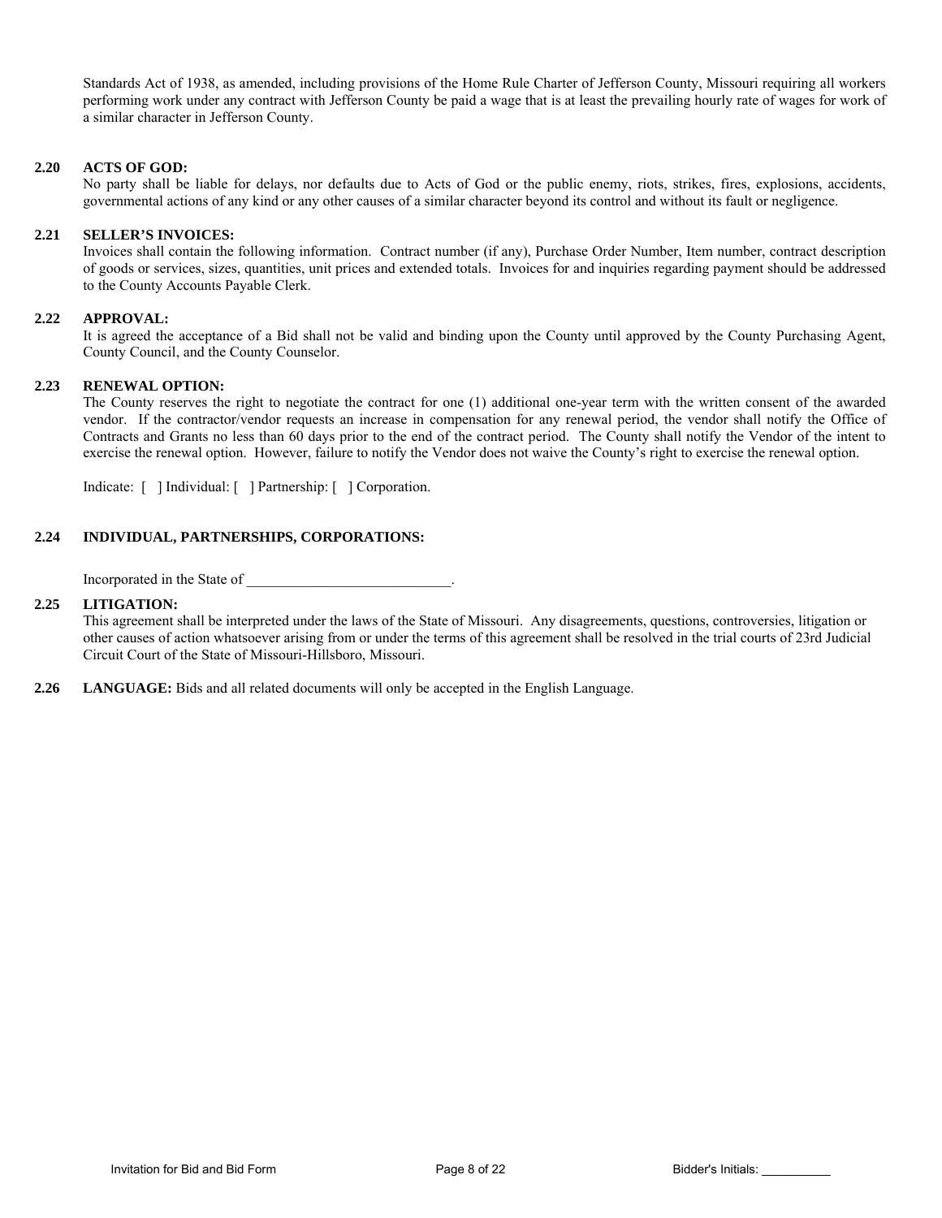Standards Act of 1938, as amended, including provisions of the Home Rule Charter of Jefferson County, Missouri requiring all workers performing work under any contract with Jefferson County be paid a wage that is at least the prevailing hourly rate of wages for work of a similar character in Jefferson County.

**2.20 ACTS OF GOD:**

No party shall be liable for delays, nor defaults due to Acts of God or the public enemy, riots, strikes, fires, explosions, accidents, governmental actions of any kind or any other causes of a similar character beyond its control and without its fault or negligence.

**2.21 SELLER'S INVOICES:**

Invoices shall contain the following information. Contract number (if any), Purchase Order Number, Item number, contract description of goods or services, sizes, quantities, unit prices and extended totals. Invoices for and inquiries regarding payment should be addressed to the County Accounts Payable Clerk.

**2.22 APPROVAL:**

It is agreed the acceptance of a Bid shall not be valid and binding upon the County until approved by the County Purchasing Agent, County Council, and the County Counselor.

**2.23 RENEWAL OPTION:**

The County reserves the right to negotiate the contract for one (1) additional one-year term with the written consent of the awarded vendor. If the contractor/vendor requests an increase in compensation for any renewal period, the vendor shall notify the Office of Contracts and Grants no less than 60 days prior to the end of the contract period. The County shall notify the Vendor of the intent to exercise the renewal option. However, failure to notify the Vendor does not waive the County's right to exercise the renewal option.

Indicate: [ ] Individual: [ ] Partnership: [ ] Corporation.

**2.24 INDIVIDUAL, PARTNERSHIPS, CORPORATIONS:**

Incorporated in the State of ____________________________.

**2.25 LITIGATION:**

This agreement shall be interpreted under the laws of the State of Missouri. Any disagreements, questions, controversies, litigation or other causes of action whatsoever arising from or under the terms of this agreement shall be resolved in the trial courts of 23rd Judicial Circuit Court of the State of Missouri-Hillsboro, Missouri.

**2.26 LANGUAGE:** Bids and all related documents will only be accepted in the English Language.

Bidder's Initials: __________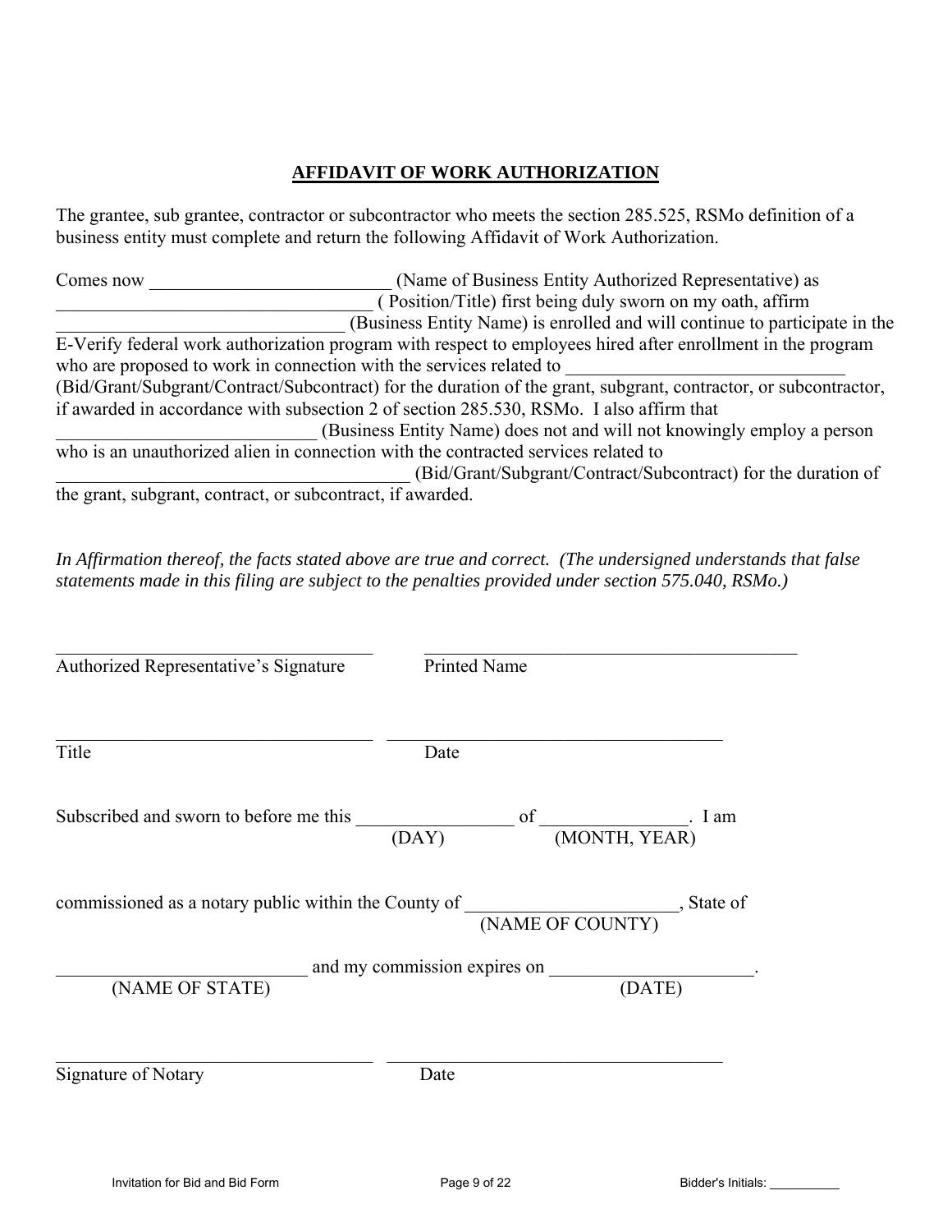## AFFIDAVIT OF WORK AUTHORIZATION

The grantee, sub grantee, contractor or subcontractor who meets the section 285.525, RSMo definition of a business entity must complete and return the following Affidavit of Work Authorization.

Comes now __________________________ (Name of Business Entity Authorized Representative) as _________________________________ ( Position/Title) first being duly sworn on my oath, affirm _______________________________ (Business Entity Name) is enrolled and will continue to participate in the E-Verify federal work authorization program with respect to employees hired after enrollment in the program who are proposed to work in connection with the services related to ______________________________ (Bid/Grant/Subgrant/Contract/Subcontract) for the duration of the grant, subgrant, contractor, or subcontractor, if awarded in accordance with subsection 2 of section 285.530, RSMo. I also affirm that ____________________________ (Business Entity Name) does not and will not knowingly employ a person who is an unauthorized alien in connection with the contracted services related to ______________________________________ (Bid/Grant/Subgrant/Contract/Subcontract) for the duration of the grant, subgrant, contract, or subcontract, if awarded.

*In Affirmation thereof, the facts stated above are true and correct. (The undersigned understands that false statements made in this filing are subject to the penalties provided under section 575.040, RSMo.)*

___________________________________ ___________________________________

Authorized Representative's Signature Printed Name

___________________________________ ___________________________________

Title Date

Subscribed and sworn to before me this _________________ of _______________. I am
(DAY) (MONTH, YEAR)

commissioned as a notary public within the County of ______________________, State of
(NAME OF COUNTY)

_________________________ and my commission expires on _____________________.
(NAME OF STATE) (DATE)

___________________________________ ___________________________________

Signature of Notary Date

Bidder's Initials: __________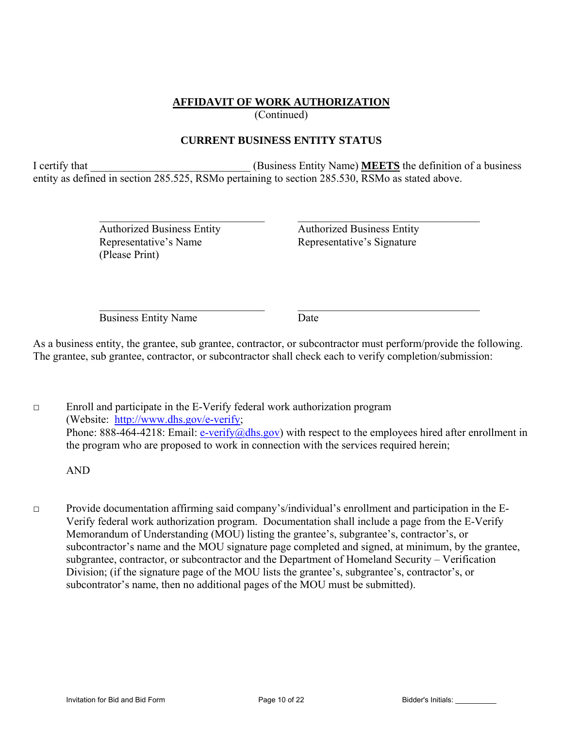# AFFIDAVIT OF WORK AUTHORIZATION

(Continued)

## CURRENT BUSINESS ENTITY STATUS

I certify that _____________________________ (Business Entity Name) **MEETS** the definition of a business entity as defined in section 285.525, RSMo pertaining to section 285.530, RSMo as stated above.

| _____________________________ | _____________________________ |
|---|---|
| Authorized Business Entity Representative's Name (Please Print) | Authorized Business Entity Representative's Signature |
| _____________________________ | _____________________________ |
| Business Entity Name | Date |

As a business entity, the grantee, sub grantee, contractor, or subcontractor must perform/provide the following. The grantee, sub grantee, contractor, or subcontractor shall check each to verify completion/submission:

□ Enroll and participate in the E-Verify federal work authorization program (Website: http://www.dhs.gov/e-verify; Phone: 888-464-4218: Email: e-verify@dhs.gov) with respect to the employees hired after enrollment in the program who are proposed to work in connection with the services required herein;

AND

□ Provide documentation affirming said company's/individual's enrollment and participation in the E-Verify federal work authorization program. Documentation shall include a page from the E-Verify Memorandum of Understanding (MOU) listing the grantee's, subgrantee's, contractor's, or subcontractor's name and the MOU signature page completed and signed, at minimum, by the grantee, subgrantee, contractor, or subcontractor and the Department of Homeland Security – Verification Division; (if the signature page of the MOU lists the grantee's, subgrantee's, contractor's, or subcontrator's name, then no additional pages of the MOU must be submitted).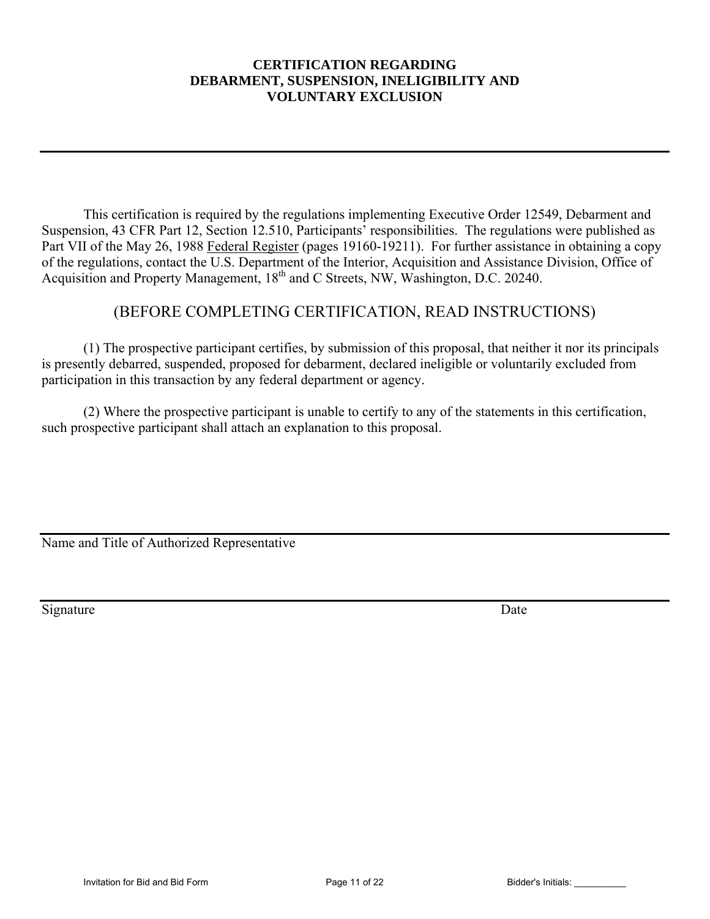# CERTIFICATION REGARDING DEBARMENT, SUSPENSION, INELIGIBILITY AND VOLUNTARY EXCLUSION

---

This certification is required by the regulations implementing Executive Order 12549, Debarment and Suspension, 43 CFR Part 12, Section 12.510, Participants' responsibilities. The regulations were published as Part VII of the May 26, 1988 Federal Register (pages 19160-19211). For further assistance in obtaining a copy of the regulations, contact the U.S. Department of the Interior, Acquisition and Assistance Division, Office of Acquisition and Property Management, 18th and C Streets, NW, Washington, D.C. 20240.

## (BEFORE COMPLETING CERTIFICATION, READ INSTRUCTIONS)

(1) The prospective participant certifies, by submission of this proposal, that neither it nor its principals is presently debarred, suspended, proposed for debarment, declared ineligible or voluntarily excluded from participation in this transaction by any federal department or agency.

(2) Where the prospective participant is unable to certify to any of the statements in this certification, such prospective participant shall attach an explanation to this proposal.

\_\_\_\_\_\_\_\_\_\_\_\_\_\_\_\_\_\_\_\_\_\_\_\_\_\_\_\_\_\_\_\_\_\_\_\_\_\_\_\_\_\_\_\_\_\_\_\_\_\_\_\_\_\_
Name and Title of Authorized Representative

\_\_\_\_\_\_\_\_\_\_\_\_\_\_\_\_\_\_\_\_\_\_\_\_\_\_\_\_\_\_\_\_\_\_\_\_\_\_\_\_\_\_\_\_\_\_\_\_\_\_\_\_\_\_
Signature Date

Bidder's Initials: __________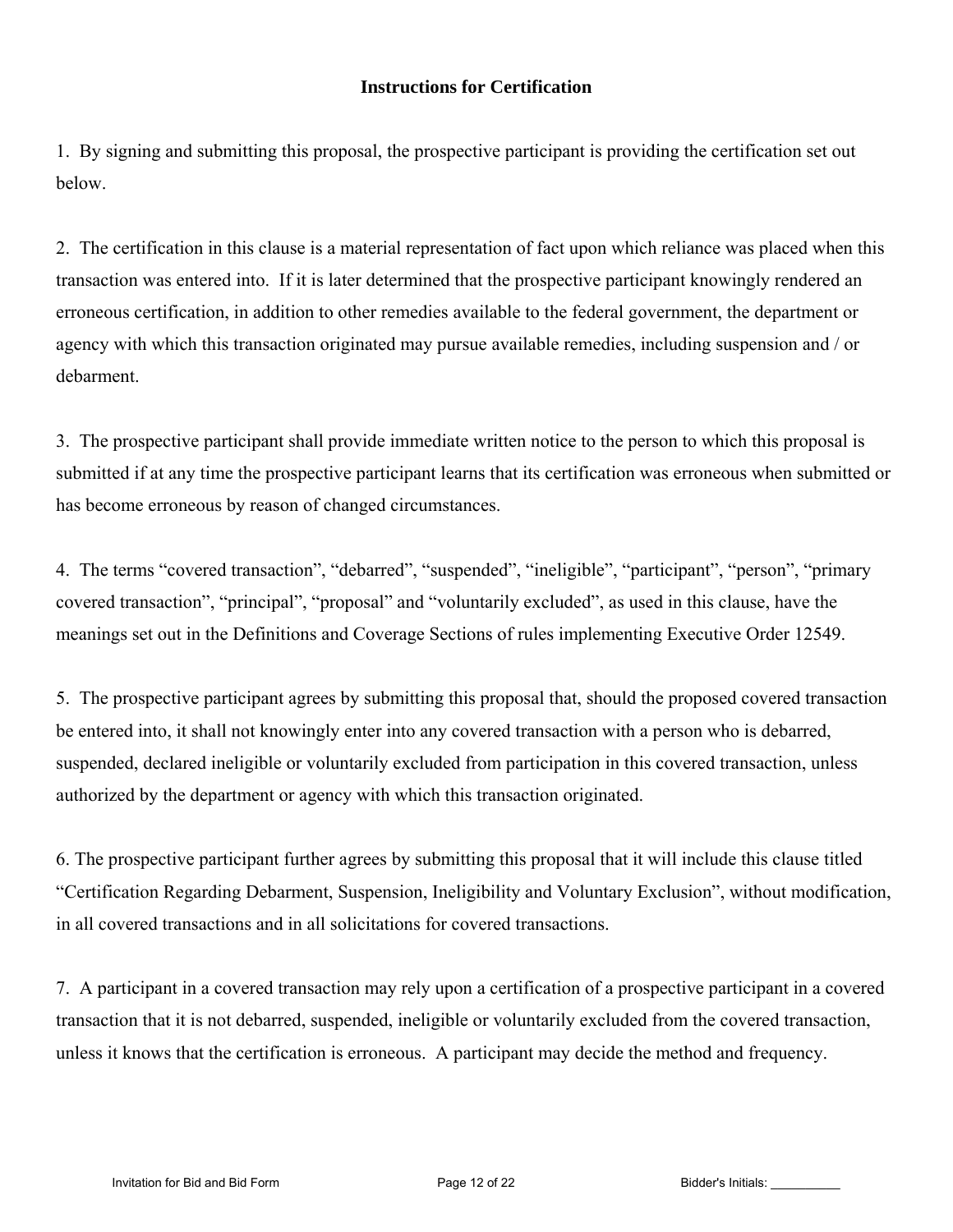**Instructions for Certification**

1. By signing and submitting this proposal, the prospective participant is providing the certification set out below.

2. The certification in this clause is a material representation of fact upon which reliance was placed when this transaction was entered into. If it is later determined that the prospective participant knowingly rendered an erroneous certification, in addition to other remedies available to the federal government, the department or agency with which this transaction originated may pursue available remedies, including suspension and / or debarment.

3. The prospective participant shall provide immediate written notice to the person to which this proposal is submitted if at any time the prospective participant learns that its certification was erroneous when submitted or has become erroneous by reason of changed circumstances.

4. The terms “covered transaction”, “debarred”, “suspended”, “ineligible”, “participant”, “person”, “primary covered transaction”, “principal”, “proposal” and “voluntarily excluded”, as used in this clause, have the meanings set out in the Definitions and Coverage Sections of rules implementing Executive Order 12549.

5. The prospective participant agrees by submitting this proposal that, should the proposed covered transaction be entered into, it shall not knowingly enter into any covered transaction with a person who is debarred, suspended, declared ineligible or voluntarily excluded from participation in this covered transaction, unless authorized by the department or agency with which this transaction originated.

6. The prospective participant further agrees by submitting this proposal that it will include this clause titled “Certification Regarding Debarment, Suspension, Ineligibility and Voluntary Exclusion”, without modification, in all covered transactions and in all solicitations for covered transactions.

7. A participant in a covered transaction may rely upon a certification of a prospective participant in a covered transaction that it is not debarred, suspended, ineligible or voluntarily excluded from the covered transaction, unless it knows that the certification is erroneous. A participant may decide the method and frequency.

Bidder's Initials: __________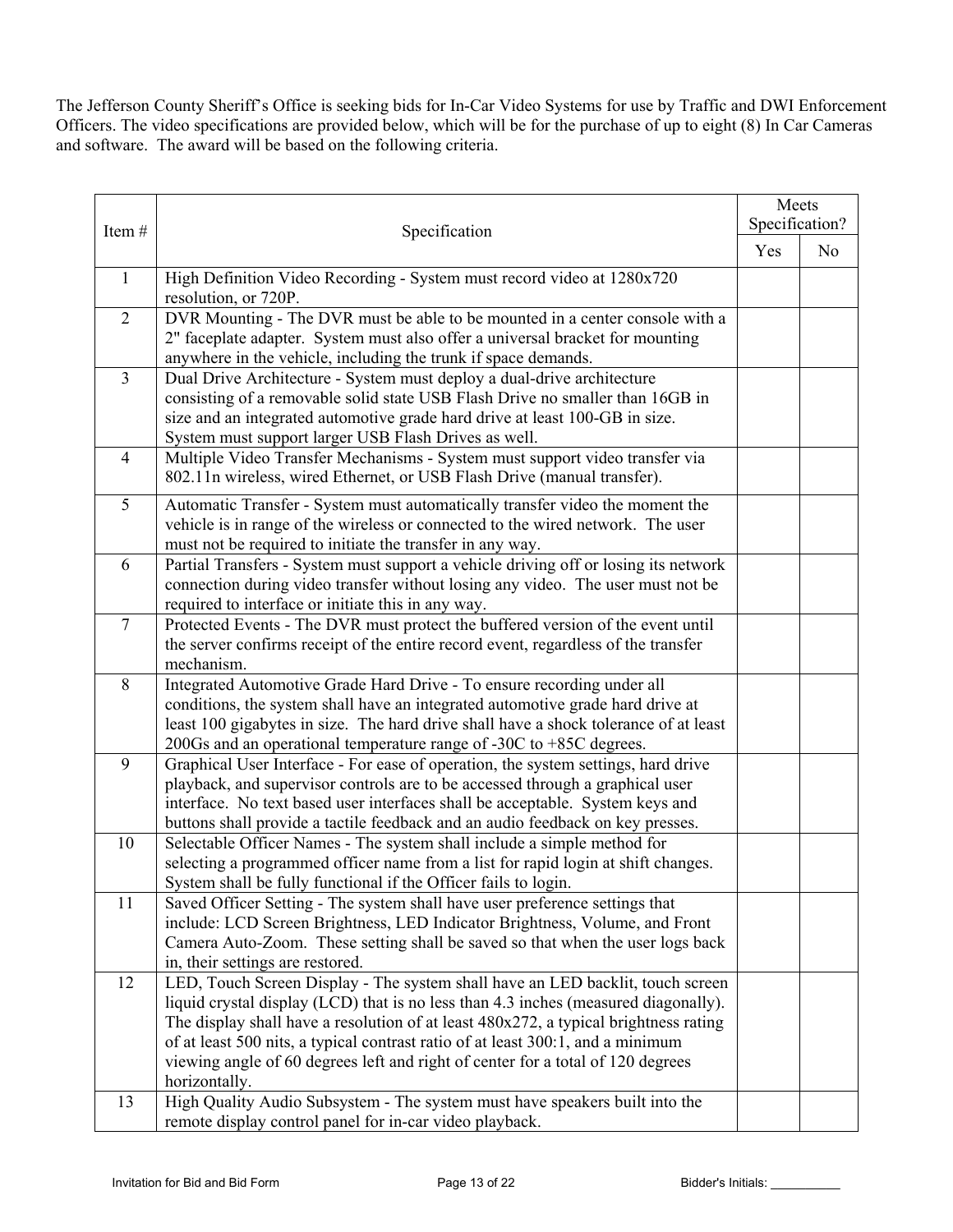The Jefferson County Sheriff's Office is seeking bids for In-Car Video Systems for use by Traffic and DWI Enforcement Officers. The video specifications are provided below, which will be for the purchase of up to eight (8) In Car Cameras and software. The award will be based on the following criteria.

| Item # | Specification | Meets Specification? | |
|---|---|---|---|
| | | Yes | No |
| 1 | High Definition Video Recording - System must record video at 1280x720 resolution, or 720P. | | |
| 2 | DVR Mounting - The DVR must be able to be mounted in a center console with a 2" faceplate adapter. System must also offer a universal bracket for mounting anywhere in the vehicle, including the trunk if space demands. | | |
| 3 | Dual Drive Architecture - System must deploy a dual-drive architecture consisting of a removable solid state USB Flash Drive no smaller than 16GB in size and an integrated automotive grade hard drive at least 100-GB in size. System must support larger USB Flash Drives as well. | | |
| 4 | Multiple Video Transfer Mechanisms - System must support video transfer via 802.11n wireless, wired Ethernet, or USB Flash Drive (manual transfer). | | |
| 5 | Automatic Transfer - System must automatically transfer video the moment the vehicle is in range of the wireless or connected to the wired network. The user must not be required to initiate the transfer in any way. | | |
| 6 | Partial Transfers - System must support a vehicle driving off or losing its network connection during video transfer without losing any video. The user must not be required to interface or initiate this in any way. | | |
| 7 | Protected Events - The DVR must protect the buffered version of the event until the server confirms receipt of the entire record event, regardless of the transfer mechanism. | | |
| 8 | Integrated Automotive Grade Hard Drive - To ensure recording under all conditions, the system shall have an integrated automotive grade hard drive at least 100 gigabytes in size. The hard drive shall have a shock tolerance of at least 200Gs and an operational temperature range of -30C to +85C degrees. | | |
| 9 | Graphical User Interface - For ease of operation, the system settings, hard drive playback, and supervisor controls are to be accessed through a graphical user interface. No text based user interfaces shall be acceptable. System keys and buttons shall provide a tactile feedback and an audio feedback on key presses. | | |
| 10 | Selectable Officer Names - The system shall include a simple method for selecting a programmed officer name from a list for rapid login at shift changes. System shall be fully functional if the Officer fails to login. | | |
| 11 | Saved Officer Setting - The system shall have user preference settings that include: LCD Screen Brightness, LED Indicator Brightness, Volume, and Front Camera Auto-Zoom. These setting shall be saved so that when the user logs back in, their settings are restored. | | |
| 12 | LED, Touch Screen Display - The system shall have an LED backlit, touch screen liquid crystal display (LCD) that is no less than 4.3 inches (measured diagonally). The display shall have a resolution of at least 480x272, a typical brightness rating of at least 500 nits, a typical contrast ratio of at least 300:1, and a minimum viewing angle of 60 degrees left and right of center for a total of 120 degrees horizontally. | | |
| 13 | High Quality Audio Subsystem - The system must have speakers built into the remote display control panel for in-car video playback. | | |

Bidder's Initials: __________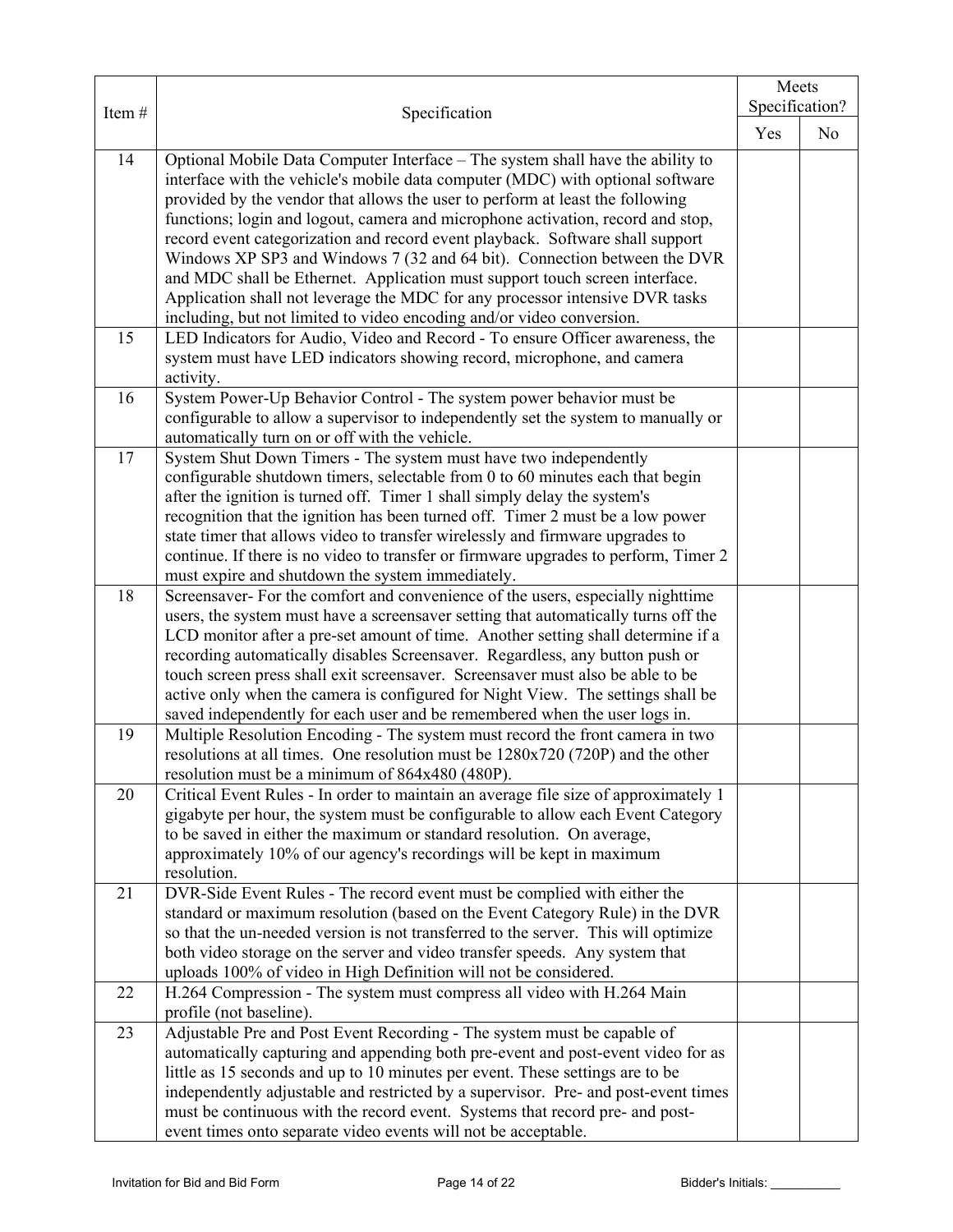| Item # | Specification | Meets Specification? | |
|---|---|---|---|
| | | Yes | No |
| 14 | Optional Mobile Data Computer Interface – The system shall have the ability to interface with the vehicle's mobile data computer (MDC) with optional software provided by the vendor that allows the user to perform at least the following functions; login and logout, camera and microphone activation, record and stop, record event categorization and record event playback. Software shall support Windows XP SP3 and Windows 7 (32 and 64 bit). Connection between the DVR and MDC shall be Ethernet. Application must support touch screen interface. Application shall not leverage the MDC for any processor intensive DVR tasks including, but not limited to video encoding and/or video conversion. | | |
| 15 | LED Indicators for Audio, Video and Record - To ensure Officer awareness, the system must have LED indicators showing record, microphone, and camera activity. | | |
| 16 | System Power-Up Behavior Control - The system power behavior must be configurable to allow a supervisor to independently set the system to manually or automatically turn on or off with the vehicle. | | |
| 17 | System Shut Down Timers - The system must have two independently configurable shutdown timers, selectable from 0 to 60 minutes each that begin after the ignition is turned off. Timer 1 shall simply delay the system's recognition that the ignition has been turned off. Timer 2 must be a low power state timer that allows video to transfer wirelessly and firmware upgrades to continue. If there is no video to transfer or firmware upgrades to perform, Timer 2 must expire and shutdown the system immediately. | | |
| 18 | Screensaver- For the comfort and convenience of the users, especially nighttime users, the system must have a screensaver setting that automatically turns off the LCD monitor after a pre-set amount of time. Another setting shall determine if a recording automatically disables Screensaver. Regardless, any button push or touch screen press shall exit screensaver. Screensaver must also be able to be active only when the camera is configured for Night View. The settings shall be saved independently for each user and be remembered when the user logs in. | | |
| 19 | Multiple Resolution Encoding - The system must record the front camera in two resolutions at all times. One resolution must be 1280x720 (720P) and the other resolution must be a minimum of 864x480 (480P). | | |
| 20 | Critical Event Rules - In order to maintain an average file size of approximately 1 gigabyte per hour, the system must be configurable to allow each Event Category to be saved in either the maximum or standard resolution. On average, approximately 10% of our agency's recordings will be kept in maximum resolution. | | |
| 21 | DVR-Side Event Rules - The record event must be complied with either the standard or maximum resolution (based on the Event Category Rule) in the DVR so that the un-needed version is not transferred to the server. This will optimize both video storage on the server and video transfer speeds. Any system that uploads 100% of video in High Definition will not be considered. | | |
| 22 | H.264 Compression - The system must compress all video with H.264 Main profile (not baseline). | | |
| 23 | Adjustable Pre and Post Event Recording - The system must be capable of automatically capturing and appending both pre-event and post-event video for as little as 15 seconds and up to 10 minutes per event. These settings are to be independently adjustable and restricted by a supervisor. Pre- and post-event times must be continuous with the record event. Systems that record pre- and post-event times onto separate video events will not be acceptable. | | |

Bidder's Initials: __________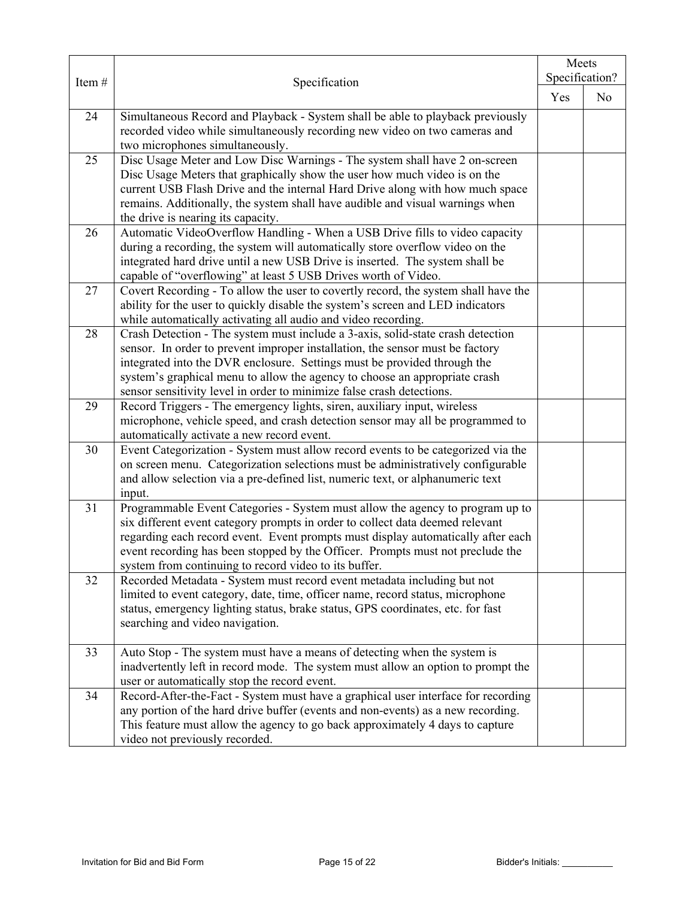| Item # | Specification | Meets Specification? | |
|---|---|---|---|
| | | Yes | No |
| 24 | Simultaneous Record and Playback - System shall be able to playback previously recorded video while simultaneously recording new video on two cameras and two microphones simultaneously. | | |
| 25 | Disc Usage Meter and Low Disc Warnings - The system shall have 2 on-screen Disc Usage Meters that graphically show the user how much video is on the current USB Flash Drive and the internal Hard Drive along with how much space remains. Additionally, the system shall have audible and visual warnings when the drive is nearing its capacity. | | |
| 26 | Automatic VideoOverflow Handling - When a USB Drive fills to video capacity during a recording, the system will automatically store overflow video on the integrated hard drive until a new USB Drive is inserted. The system shall be capable of "overflowing" at least 5 USB Drives worth of Video. | | |
| 27 | Covert Recording - To allow the user to covertly record, the system shall have the ability for the user to quickly disable the system's screen and LED indicators while automatically activating all audio and video recording. | | |
| 28 | Crash Detection - The system must include a 3-axis, solid-state crash detection sensor. In order to prevent improper installation, the sensor must be factory integrated into the DVR enclosure. Settings must be provided through the system's graphical menu to allow the agency to choose an appropriate crash sensor sensitivity level in order to minimize false crash detections. | | |
| 29 | Record Triggers - The emergency lights, siren, auxiliary input, wireless microphone, vehicle speed, and crash detection sensor may all be programmed to automatically activate a new record event. | | |
| 30 | Event Categorization - System must allow record events to be categorized via the on screen menu. Categorization selections must be administratively configurable and allow selection via a pre-defined list, numeric text, or alphanumeric text input. | | |
| 31 | Programmable Event Categories - System must allow the agency to program up to six different event category prompts in order to collect data deemed relevant regarding each record event. Event prompts must display automatically after each event recording has been stopped by the Officer. Prompts must not preclude the system from continuing to record video to its buffer. | | |
| 32 | Recorded Metadata - System must record event metadata including but not limited to event category, date, time, officer name, record status, microphone status, emergency lighting status, brake status, GPS coordinates, etc. for fast searching and video navigation. | | |
| 33 | Auto Stop - The system must have a means of detecting when the system is inadvertently left in record mode. The system must allow an option to prompt the user or automatically stop the record event. | | |
| 34 | Record-After-the-Fact - System must have a graphical user interface for recording any portion of the hard drive buffer (events and non-events) as a new recording. This feature must allow the agency to go back approximately 4 days to capture video not previously recorded. | | |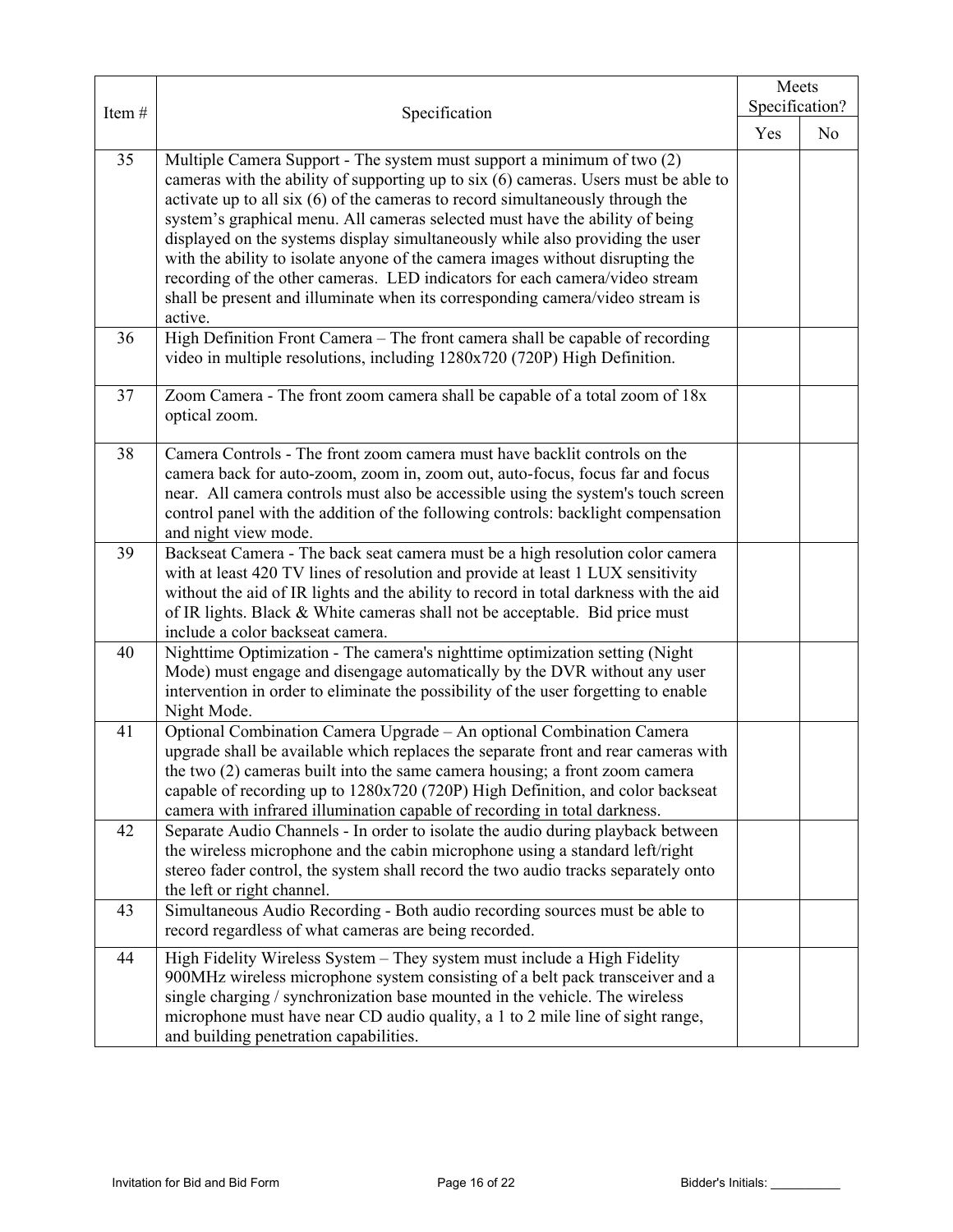| Item # | Specification | Meets Specification? | |
|---|---|---|---|
| | | Yes | No |
| 35 | Multiple Camera Support - The system must support a minimum of two (2) cameras with the ability of supporting up to six (6) cameras. Users must be able to activate up to all six (6) of the cameras to record simultaneously through the system's graphical menu. All cameras selected must have the ability of being displayed on the systems display simultaneously while also providing the user with the ability to isolate anyone of the camera images without disrupting the recording of the other cameras. LED indicators for each camera/video stream shall be present and illuminate when its corresponding camera/video stream is active. | | |
| 36 | High Definition Front Camera – The front camera shall be capable of recording video in multiple resolutions, including 1280x720 (720P) High Definition. | | |
| 37 | Zoom Camera - The front zoom camera shall be capable of a total zoom of 18x optical zoom. | | |
| 38 | Camera Controls - The front zoom camera must have backlit controls on the camera back for auto-zoom, zoom in, zoom out, auto-focus, focus far and focus near. All camera controls must also be accessible using the system's touch screen control panel with the addition of the following controls: backlight compensation and night view mode. | | |
| 39 | Backseat Camera - The back seat camera must be a high resolution color camera with at least 420 TV lines of resolution and provide at least 1 LUX sensitivity without the aid of IR lights and the ability to record in total darkness with the aid of IR lights. Black & White cameras shall not be acceptable. Bid price must include a color backseat camera. | | |
| 40 | Nighttime Optimization - The camera's nighttime optimization setting (Night Mode) must engage and disengage automatically by the DVR without any user intervention in order to eliminate the possibility of the user forgetting to enable Night Mode. | | |
| 41 | Optional Combination Camera Upgrade – An optional Combination Camera upgrade shall be available which replaces the separate front and rear cameras with the two (2) cameras built into the same camera housing; a front zoom camera capable of recording up to 1280x720 (720P) High Definition, and color backseat camera with infrared illumination capable of recording in total darkness. | | |
| 42 | Separate Audio Channels - In order to isolate the audio during playback between the wireless microphone and the cabin microphone using a standard left/right stereo fader control, the system shall record the two audio tracks separately onto the left or right channel. | | |
| 43 | Simultaneous Audio Recording - Both audio recording sources must be able to record regardless of what cameras are being recorded. | | |
| 44 | High Fidelity Wireless System – They system must include a High Fidelity 900MHz wireless microphone system consisting of a belt pack transceiver and a single charging / synchronization base mounted in the vehicle. The wireless microphone must have near CD audio quality, a 1 to 2 mile line of sight range, and building penetration capabilities. | | |

Invitation for Bid and Bid Form Bidder's Initials: __________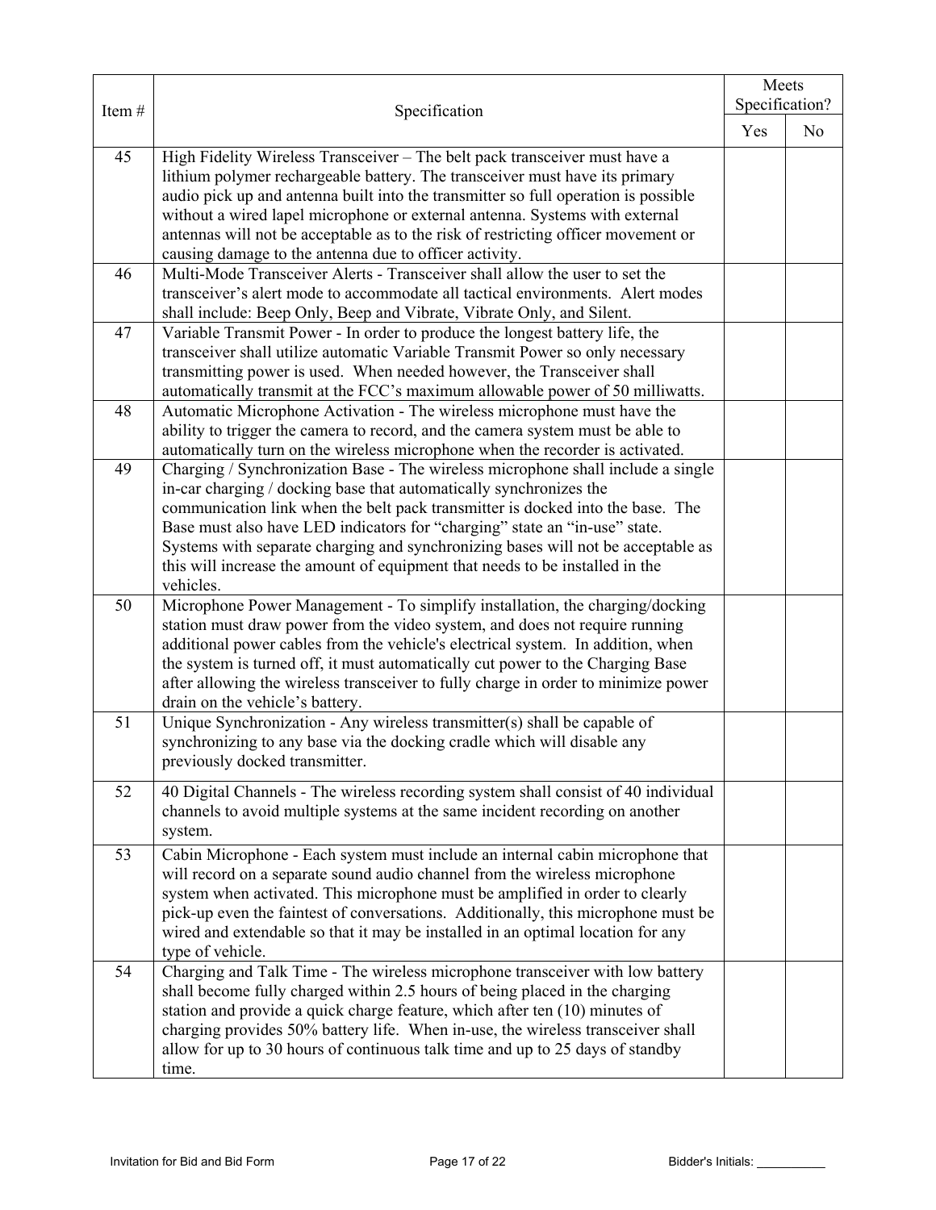| Item # | Specification | Meets Specification? | |
|---|---|---|---|
| | | Yes | No |
| 45 | High Fidelity Wireless Transceiver – The belt pack transceiver must have a lithium polymer rechargeable battery. The transceiver must have its primary audio pick up and antenna built into the transmitter so full operation is possible without a wired lapel microphone or external antenna. Systems with external antennas will not be acceptable as to the risk of restricting officer movement or causing damage to the antenna due to officer activity. | | |
| 46 | Multi-Mode Transceiver Alerts - Transceiver shall allow the user to set the transceiver's alert mode to accommodate all tactical environments. Alert modes shall include: Beep Only, Beep and Vibrate, Vibrate Only, and Silent. | | |
| 47 | Variable Transmit Power - In order to produce the longest battery life, the transceiver shall utilize automatic Variable Transmit Power so only necessary transmitting power is used. When needed however, the Transceiver shall automatically transmit at the FCC's maximum allowable power of 50 milliwatts. | | |
| 48 | Automatic Microphone Activation - The wireless microphone must have the ability to trigger the camera to record, and the camera system must be able to automatically turn on the wireless microphone when the recorder is activated. | | |
| 49 | Charging / Synchronization Base - The wireless microphone shall include a single in-car charging / docking base that automatically synchronizes the communication link when the belt pack transmitter is docked into the base. The Base must also have LED indicators for "charging" state an "in-use" state. Systems with separate charging and synchronizing bases will not be acceptable as this will increase the amount of equipment that needs to be installed in the vehicles. | | |
| 50 | Microphone Power Management - To simplify installation, the charging/docking station must draw power from the video system, and does not require running additional power cables from the vehicle's electrical system. In addition, when the system is turned off, it must automatically cut power to the Charging Base after allowing the wireless transceiver to fully charge in order to minimize power drain on the vehicle's battery. | | |
| 51 | Unique Synchronization - Any wireless transmitter(s) shall be capable of synchronizing to any base via the docking cradle which will disable any previously docked transmitter. | | |
| 52 | 40 Digital Channels - The wireless recording system shall consist of 40 individual channels to avoid multiple systems at the same incident recording on another system. | | |
| 53 | Cabin Microphone - Each system must include an internal cabin microphone that will record on a separate sound audio channel from the wireless microphone system when activated. This microphone must be amplified in order to clearly pick-up even the faintest of conversations. Additionally, this microphone must be wired and extendable so that it may be installed in an optimal location for any type of vehicle. | | |
| 54 | Charging and Talk Time - The wireless microphone transceiver with low battery shall become fully charged within 2.5 hours of being placed in the charging station and provide a quick charge feature, which after ten (10) minutes of charging provides 50% battery life. When in-use, the wireless transceiver shall allow for up to 30 hours of continuous talk time and up to 25 days of standby time. | | |

Bidder's Initials: ___________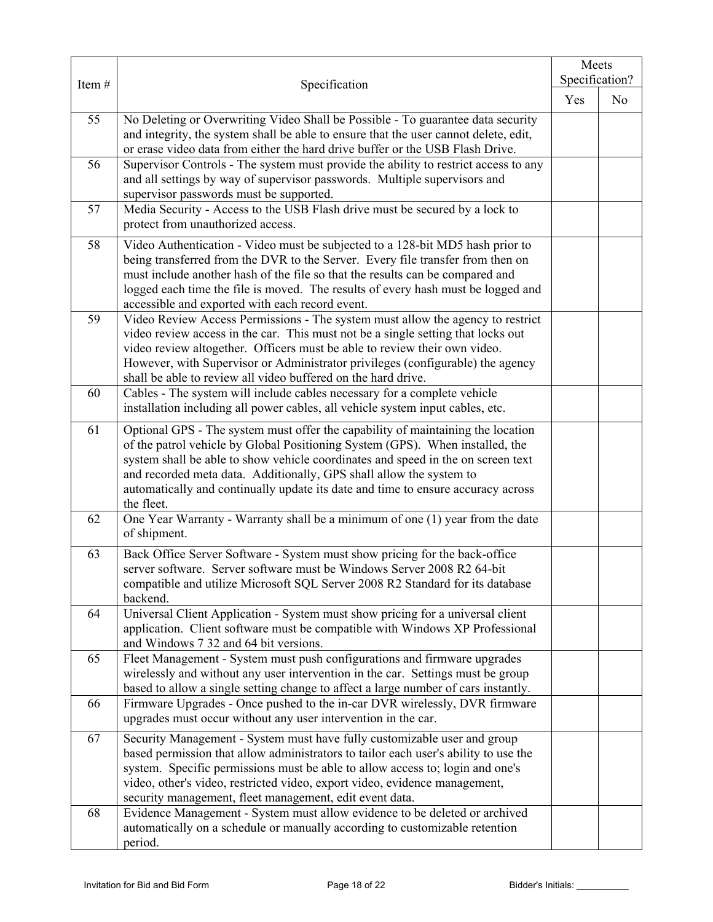| Item # | Specification | Meets Specification? | |
|---|---|---|---|
| | | Yes | No |
| 55 | No Deleting or Overwriting Video Shall be Possible - To guarantee data security and integrity, the system shall be able to ensure that the user cannot delete, edit, or erase video data from either the hard drive buffer or the USB Flash Drive. | | |
| 56 | Supervisor Controls - The system must provide the ability to restrict access to any and all settings by way of supervisor passwords. Multiple supervisors and supervisor passwords must be supported. | | |
| 57 | Media Security - Access to the USB Flash drive must be secured by a lock to protect from unauthorized access. | | |
| 58 | Video Authentication - Video must be subjected to a 128-bit MD5 hash prior to being transferred from the DVR to the Server. Every file transfer from then on must include another hash of the file so that the results can be compared and logged each time the file is moved. The results of every hash must be logged and accessible and exported with each record event. | | |
| 59 | Video Review Access Permissions - The system must allow the agency to restrict video review access in the car. This must not be a single setting that locks out video review altogether. Officers must be able to review their own video. However, with Supervisor or Administrator privileges (configurable) the agency shall be able to review all video buffered on the hard drive. | | |
| 60 | Cables - The system will include cables necessary for a complete vehicle installation including all power cables, all vehicle system input cables, etc. | | |
| 61 | Optional GPS - The system must offer the capability of maintaining the location of the patrol vehicle by Global Positioning System (GPS). When installed, the system shall be able to show vehicle coordinates and speed in the on screen text and recorded meta data. Additionally, GPS shall allow the system to automatically and continually update its date and time to ensure accuracy across the fleet. | | |
| 62 | One Year Warranty - Warranty shall be a minimum of one (1) year from the date of shipment. | | |
| 63 | Back Office Server Software - System must show pricing for the back-office server software. Server software must be Windows Server 2008 R2 64-bit compatible and utilize Microsoft SQL Server 2008 R2 Standard for its database backend. | | |
| 64 | Universal Client Application - System must show pricing for a universal client application. Client software must be compatible with Windows XP Professional and Windows 7 32 and 64 bit versions. | | |
| 65 | Fleet Management - System must push configurations and firmware upgrades wirelessly and without any user intervention in the car. Settings must be group based to allow a single setting change to affect a large number of cars instantly. | | |
| 66 | Firmware Upgrades - Once pushed to the in-car DVR wirelessly, DVR firmware upgrades must occur without any user intervention in the car. | | |
| 67 | Security Management - System must have fully customizable user and group based permission that allow administrators to tailor each user's ability to use the system. Specific permissions must be able to allow access to; login and one's video, other's video, restricted video, export video, evidence management, security management, fleet management, edit event data. | | |
| 68 | Evidence Management - System must allow evidence to be deleted or archived automatically on a schedule or manually according to customizable retention period. | | |

Invitation for Bid and Bid Form

Bidder's Initials: ___________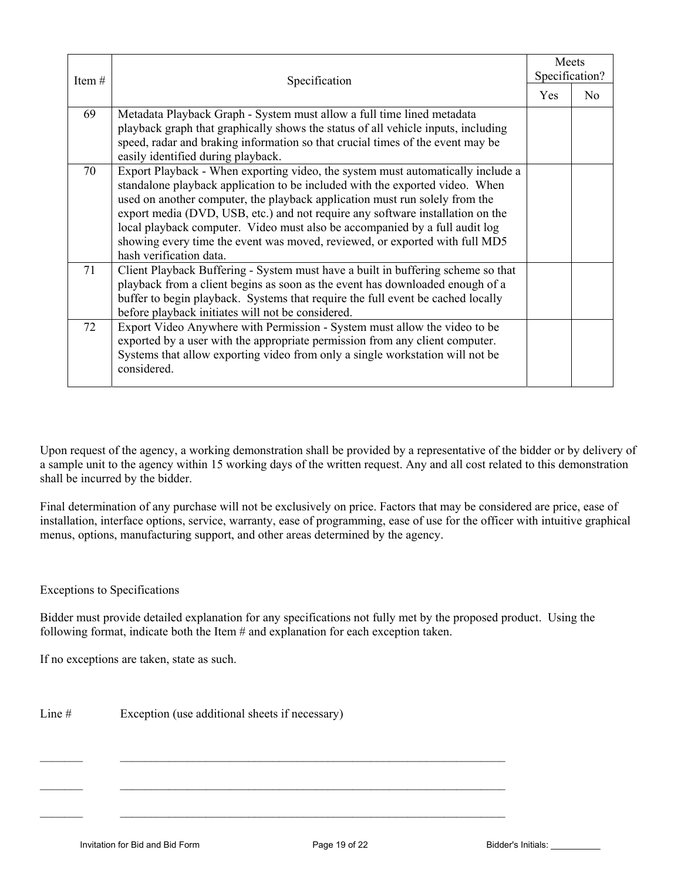| Item # | Specification | Meets Specification? | |
|---|---|---|---|
| | | Yes | No |
| 69 | Metadata Playback Graph - System must allow a full time lined metadata playback graph that graphically shows the status of all vehicle inputs, including speed, radar and braking information so that crucial times of the event may be easily identified during playback. | | |
| 70 | Export Playback - When exporting video, the system must automatically include a standalone playback application to be included with the exported video. When used on another computer, the playback application must run solely from the export media (DVD, USB, etc.) and not require any software installation on the local playback computer. Video must also be accompanied by a full audit log showing every time the event was moved, reviewed, or exported with full MD5 hash verification data. | | |
| 71 | Client Playback Buffering - System must have a built in buffering scheme so that playback from a client begins as soon as the event has downloaded enough of a buffer to begin playback. Systems that require the full event be cached locally before playback initiates will not be considered. | | |
| 72 | Export Video Anywhere with Permission - System must allow the video to be exported by a user with the appropriate permission from any client computer. Systems that allow exporting video from only a single workstation will not be considered. | | |

Upon request of the agency, a working demonstration shall be provided by a representative of the bidder or by delivery of a sample unit to the agency within 15 working days of the written request. Any and all cost related to this demonstration shall be incurred by the bidder.

Final determination of any purchase will not be exclusively on price. Factors that may be considered are price, ease of installation, interface options, service, warranty, ease of programming, ease of use for the officer with intuitive graphical menus, options, manufacturing support, and other areas determined by the agency.

Exceptions to Specifications

Bidder must provide detailed explanation for any specifications not fully met by the proposed product. Using the following format, indicate both the Item # and explanation for each exception taken.

If no exceptions are taken, state as such.

Line # Exception (use additional sheets if necessary)

_______ ____________________________________________________________________

_______ ____________________________________________________________________

_______ ____________________________________________________________________

Bidder's Initials: __________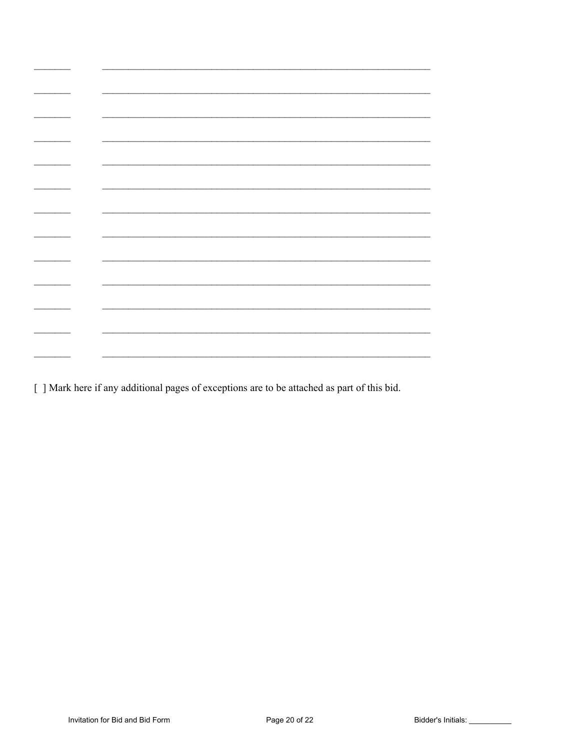________          ____________________________________________________________

________          ____________________________________________________________

________          ____________________________________________________________

________          ____________________________________________________________

________          ____________________________________________________________

________          ____________________________________________________________

________          ____________________________________________________________

________          ____________________________________________________________

________          ____________________________________________________________

________          ____________________________________________________________

________          ____________________________________________________________

________          ____________________________________________________________

________          ____________________________________________________________

[ ] Mark here if any additional pages of exceptions are to be attached as part of this bid.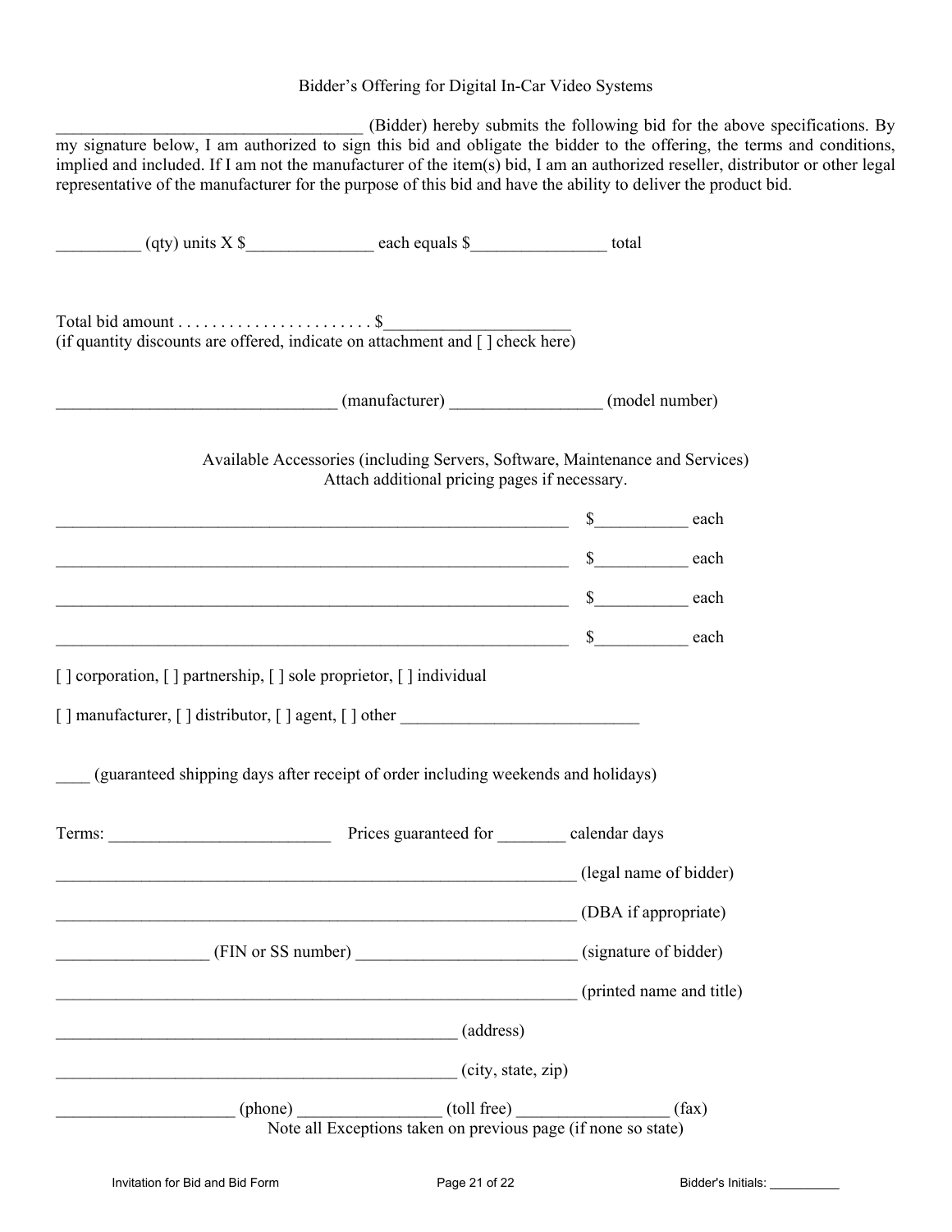Bidder's Offering for Digital In-Car Video Systems

___________________________________ (Bidder) hereby submits the following bid for the above specifications. By my signature below, I am authorized to sign this bid and obligate the bidder to the offering, the terms and conditions, implied and included. If I am not the manufacturer of the item(s) bid, I am an authorized reseller, distributor or other legal representative of the manufacturer for the purpose of this bid and have the ability to deliver the product bid.

__________ (qty) units X $_______________ each equals $________________ total

Total bid amount . . . . . . . . . . . . . . . . . . . . . . . $_____________________
(if quantity discounts are offered, indicate on attachment and [ ] check here)

_________________________________ (manufacturer) _________________ (model number)

Available Accessories (including Servers, Software, Maintenance and Services)
Attach additional pricing pages if necessary.

_______________________________________________________________ $___________ each

_______________________________________________________________ $___________ each

_______________________________________________________________ $___________ each

_______________________________________________________________ $___________ each

[ ] corporation, [ ] partnership, [ ] sole proprietor, [ ] individual

[ ] manufacturer, [ ] distributor, [ ] agent, [ ] other ____________________________

____ (guaranteed shipping days after receipt of order including weekends and holidays)

Terms: __________________________ Prices guaranteed for ________ calendar days

_______________________________________________________________ (legal name of bidder)

_______________________________________________________________ (DBA if appropriate)

_________________ (FIN or SS number) _________________________ (signature of bidder)

_______________________________________________________________ (printed name and title)

_________________________________________________ (address)

_________________________________________________ (city, state, zip)

_____________________ (phone) ________________ (toll free) _________________ (fax)

Note all Exceptions taken on previous page (if none so state)

Invitation for Bid and Bid Form

Bidder's Initials: __________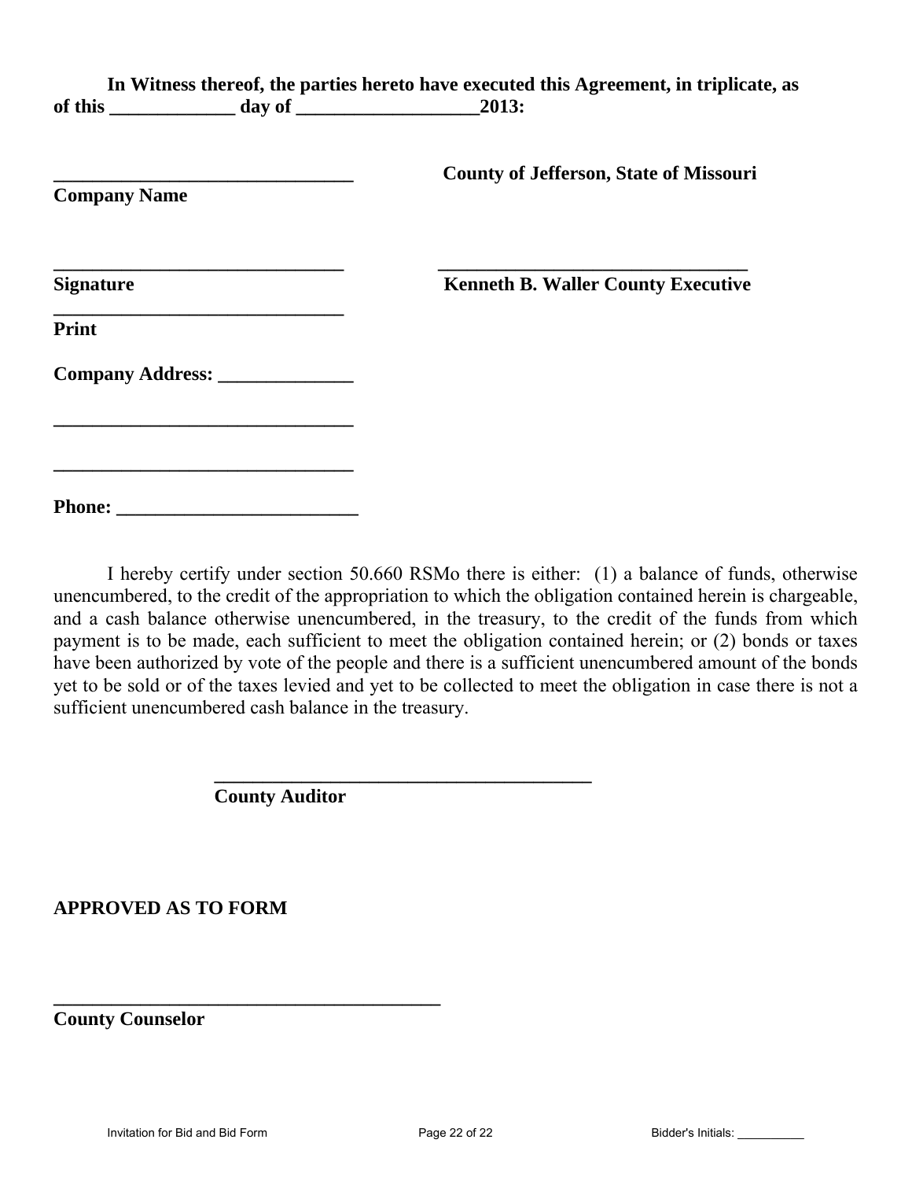**In Witness thereof, the parties hereto have executed this Agreement, in triplicate, as of this _____________ day of ___________________2013:**

_______________________________
**Company Name**

**County of Jefferson, State of Missouri**

_______________________________
**Signature**

_______________________________
**Kenneth B. Waller County Executive**

_______________________________
**Print**

**Company Address: ______________**

_______________________________

_______________________________

**Phone: _________________________**

I hereby certify under section 50.660 RSMo there is either: (1) a balance of funds, otherwise unencumbered, to the credit of the appropriation to which the obligation contained herein is chargeable, and a cash balance otherwise unencumbered, in the treasury, to the credit of the funds from which payment is to be made, each sufficient to meet the obligation contained herein; or (2) bonds or taxes have been authorized by vote of the people and there is a sufficient unencumbered amount of the bonds yet to be sold or of the taxes levied and yet to be collected to meet the obligation in case there is not a sufficient unencumbered cash balance in the treasury.

_______________________________________
**County Auditor**

**APPROVED AS TO FORM**

__________________________________________
**County Counselor**

Bidder's Initials: __________